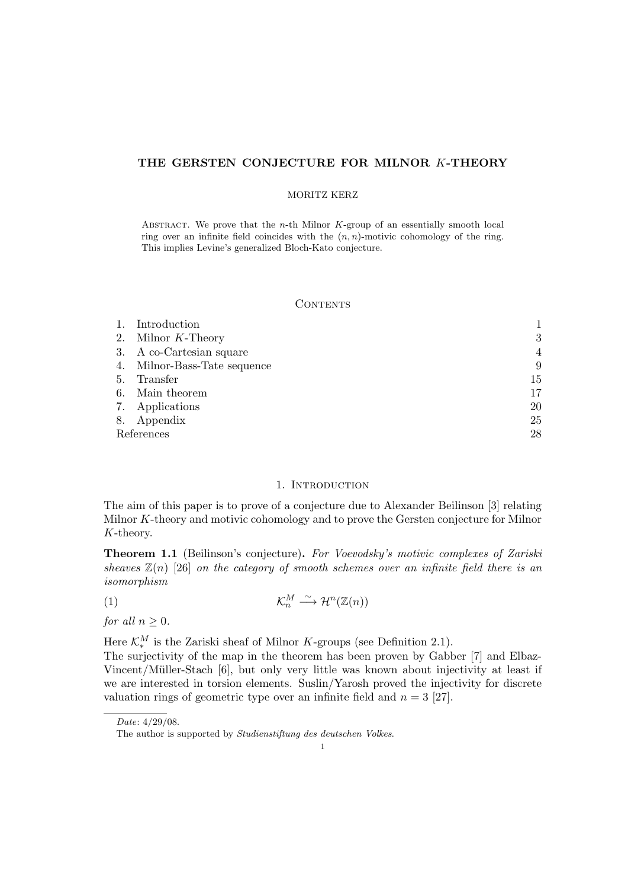# THE GERSTEN CONJECTURE FOR MILNOR $K$-THEORY

MORITZ KERZ

Abstract. We prove that the $n$-th Milnor $K$-group of an essentially smooth local ring over an infinite field coincides with the $(n,n)$-motivic cohomology of the ring. This implies Levine's generalized Bloch-Kato conjecture.

## Contents

1. Introduction 1
2. Milnor $K$-Theory 3
3. A co-Cartesian square 4
4. Milnor-Bass-Tate sequence 9
5. Transfer 15
6. Main theorem 17
7. Applications 20
8. Appendix 25

References 28

## 1. Introduction

The aim of this paper is to prove of a conjecture due to Alexander Beilinson [3] relating Milnor $K$-theory and motivic cohomology and to prove the Gersten conjecture for Milnor $K$-theory.

**Theorem 1.1** (Beilinson's conjecture)**.** *For Voevodsky's motivic complexes of Zariski sheaves $\mathbb{Z}(n)$ [26] on the category of smooth schemes over an infinite field there is an isomorphism*

$$\mathcal{K}^M_n \xrightarrow{\sim} \mathcal{H}^n(\mathbb{Z}(n)) \tag{1}$$

*for all $n \geq 0$.*

Here $\mathcal{K}^M_*$ is the Zariski sheaf of Milnor $K$-groups (see Definition 2.1).
The surjectivity of the map in the theorem has been proven by Gabber [7] and Elbaz-Vincent/Müller-Stach [6], but only very little was known about injectivity at least if we are interested in torsion elements. Suslin/Yarosh proved the injectivity for discrete valuation rings of geometric type over an infinite field and $n = 3$ [27].

*Date*: 4/29/08.

The author is supported by *Studienstiftung des deutschen Volkes*.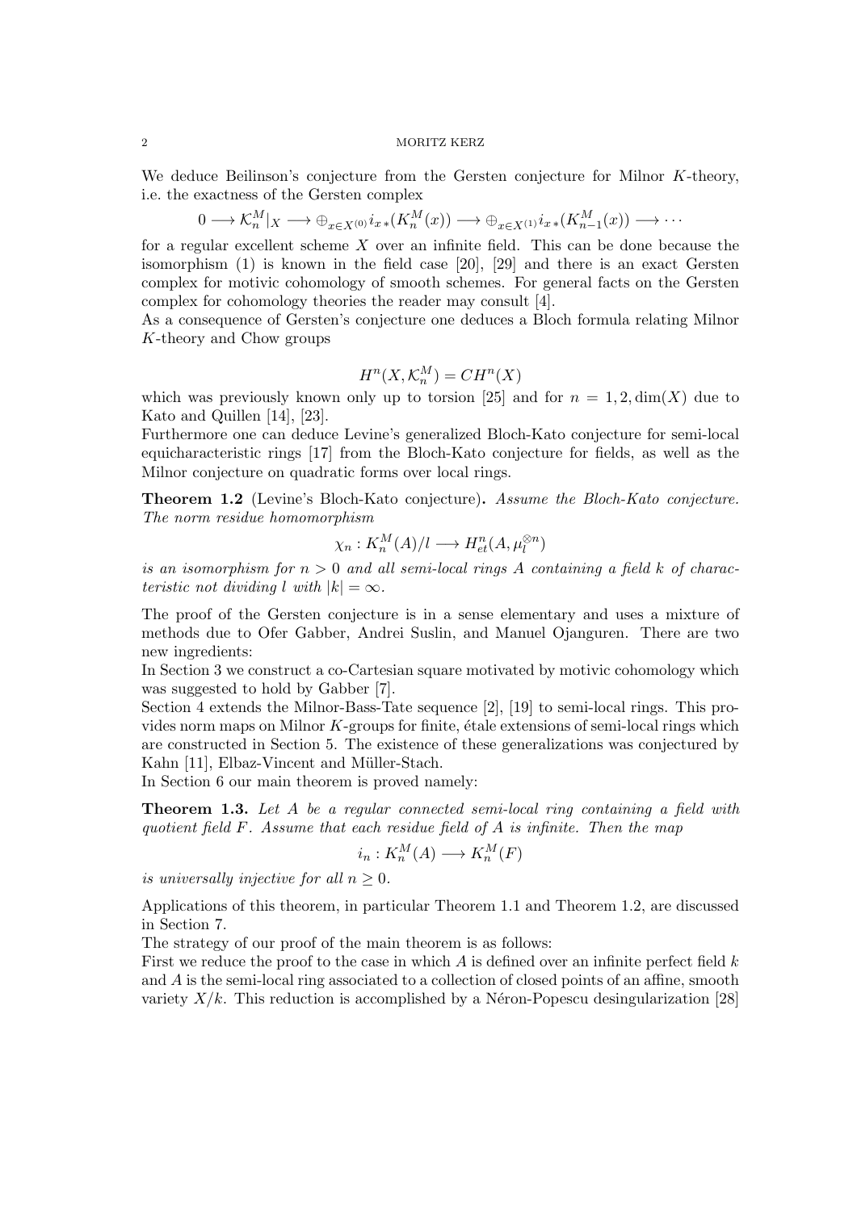We deduce Beilinson's conjecture from the Gersten conjecture for Milnor $K$-theory, i.e. the exactness of the Gersten complex

$$0 \longrightarrow \mathcal{K}_n^M|_X \longrightarrow \oplus_{x\in X^{(0)}} i_{x\,*}(K_n^M(x)) \longrightarrow \oplus_{x\in X^{(1)}} i_{x\,*}(K_{n-1}^M(x)) \longrightarrow \cdots$$

for a regular excellent scheme $X$ over an infinite field. This can be done because the isomorphism (1) is known in the field case [20], [29] and there is an exact Gersten complex for motivic cohomology of smooth schemes. For general facts on the Gersten complex for cohomology theories the reader may consult [4].

As a consequence of Gersten's conjecture one deduces a Bloch formula relating Milnor $K$-theory and Chow groups

$$H^n(X, \mathcal{K}_n^M) = CH^n(X)$$

which was previously known only up to torsion [25] and for $n = 1, 2, \dim(X)$ due to Kato and Quillen [14], [23].

Furthermore one can deduce Levine's generalized Bloch-Kato conjecture for semi-local equicharacteristic rings [17] from the Bloch-Kato conjecture for fields, as well as the Milnor conjecture on quadratic forms over local rings.

**Theorem 1.2** (Levine's Bloch-Kato conjecture)**.** *Assume the Bloch-Kato conjecture. The norm residue homomorphism*

$$\chi_n : K_n^M(A)/l \longrightarrow H^n_{et}(A, \mu_l^{\otimes n})$$

*is an isomorphism for $n > 0$ and all semi-local rings $A$ containing a field $k$ of characteristic not dividing $l$ with $|k| = \infty$.*

The proof of the Gersten conjecture is in a sense elementary and uses a mixture of methods due to Ofer Gabber, Andrei Suslin, and Manuel Ojanguren. There are two new ingredients:

In Section 3 we construct a co-Cartesian square motivated by motivic cohomology which was suggested to hold by Gabber [7].

Section 4 extends the Milnor-Bass-Tate sequence [2], [19] to semi-local rings. This provides norm maps on Milnor $K$-groups for finite, étale extensions of semi-local rings which are constructed in Section 5. The existence of these generalizations was conjectured by Kahn [11], Elbaz-Vincent and Müller-Stach.

In Section 6 our main theorem is proved namely:

**Theorem 1.3.** *Let $A$ be a regular connected semi-local ring containing a field with quotient field $F$. Assume that each residue field of $A$ is infinite. Then the map*

$$i_n : K_n^M(A) \longrightarrow K_n^M(F)$$

*is universally injective for all $n \geq 0$.*

Applications of this theorem, in particular Theorem 1.1 and Theorem 1.2, are discussed in Section 7.

The strategy of our proof of the main theorem is as follows:

First we reduce the proof to the case in which $A$ is defined over an infinite perfect field $k$ and $A$ is the semi-local ring associated to a collection of closed points of an affine, smooth variety $X/k$. This reduction is accomplished by a Néron-Popescu desingularization [28]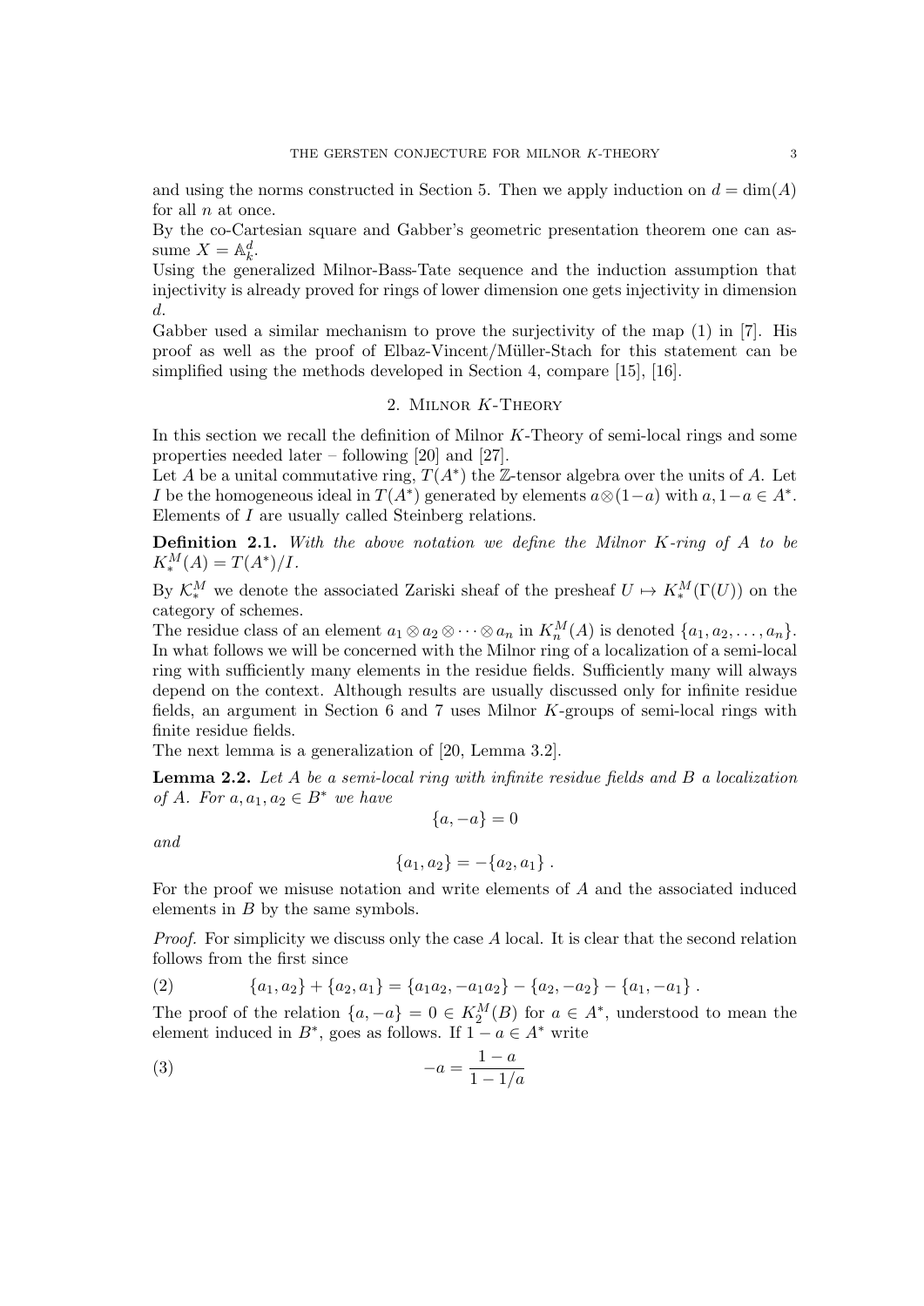and using the norms constructed in Section 5. Then we apply induction on $d = \dim(A)$ for all $n$ at once.

By the co-Cartesian square and Gabber's geometric presentation theorem one can assume $X = \mathbb{A}^d_k$.

Using the generalized Milnor-Bass-Tate sequence and the induction assumption that injectivity is already proved for rings of lower dimension one gets injectivity in dimension $d$.

Gabber used a similar mechanism to prove the surjectivity of the map (1) in [7]. His proof as well as the proof of Elbaz-Vincent/Müller-Stach for this statement can be simplified using the methods developed in Section 4, compare [15], [16].

## 2. Milnor $K$-Theory

In this section we recall the definition of Milnor $K$-Theory of semi-local rings and some properties needed later – following [20] and [27].

Let $A$ be a unital commutative ring, $T(A^*)$ the $\mathbb{Z}$-tensor algebra over the units of $A$. Let $I$ be the homogeneous ideal in $T(A^*)$ generated by elements $a \otimes (1-a)$ with $a, 1-a \in A^*$. Elements of $I$ are usually called Steinberg relations.

**Definition 2.1.** *With the above notation we define the Milnor $K$-ring of $A$ to be $K^M_*(A) = T(A^*)/I$.*

By $\mathcal{K}^M_*$ we denote the associated Zariski sheaf of the presheaf $U \mapsto K^M_*(\Gamma(U))$ on the category of schemes.

The residue class of an element $a_1 \otimes a_2 \otimes \cdots \otimes a_n$ in $K^M_n(A)$ is denoted $\{a_1, a_2, \ldots, a_n\}$. In what follows we will be concerned with the Milnor ring of a localization of a semi-local ring with sufficiently many elements in the residue fields. Sufficiently many will always depend on the context. Although results are usually discussed only for infinite residue fields, an argument in Section 6 and 7 uses Milnor $K$-groups of semi-local rings with finite residue fields.

The next lemma is a generalization of [20, Lemma 3.2].

**Lemma 2.2.** *Let $A$ be a semi-local ring with infinite residue fields and $B$ a localization of $A$. For $a, a_1, a_2 \in B^*$ we have*

$$\{a, -a\} = 0$$

*and*

$$\{a_1, a_2\} = -\{a_2, a_1\}\,.$$

For the proof we misuse notation and write elements of $A$ and the associated induced elements in $B$ by the same symbols.

*Proof.* For simplicity we discuss only the case $A$ local. It is clear that the second relation follows from the first since

$$\{a_1, a_2\} + \{a_2, a_1\} = \{a_1 a_2, -a_1 a_2\} - \{a_2, -a_2\} - \{a_1, -a_1\}\,. \tag{2}$$

The proof of the relation $\{a, -a\} = 0 \in K^M_2(B)$ for $a \in A^*$, understood to mean the element induced in $B^*$, goes as follows. If $1 - a \in A^*$ write

$$-a = \frac{1-a}{1-1/a} \tag{3}$$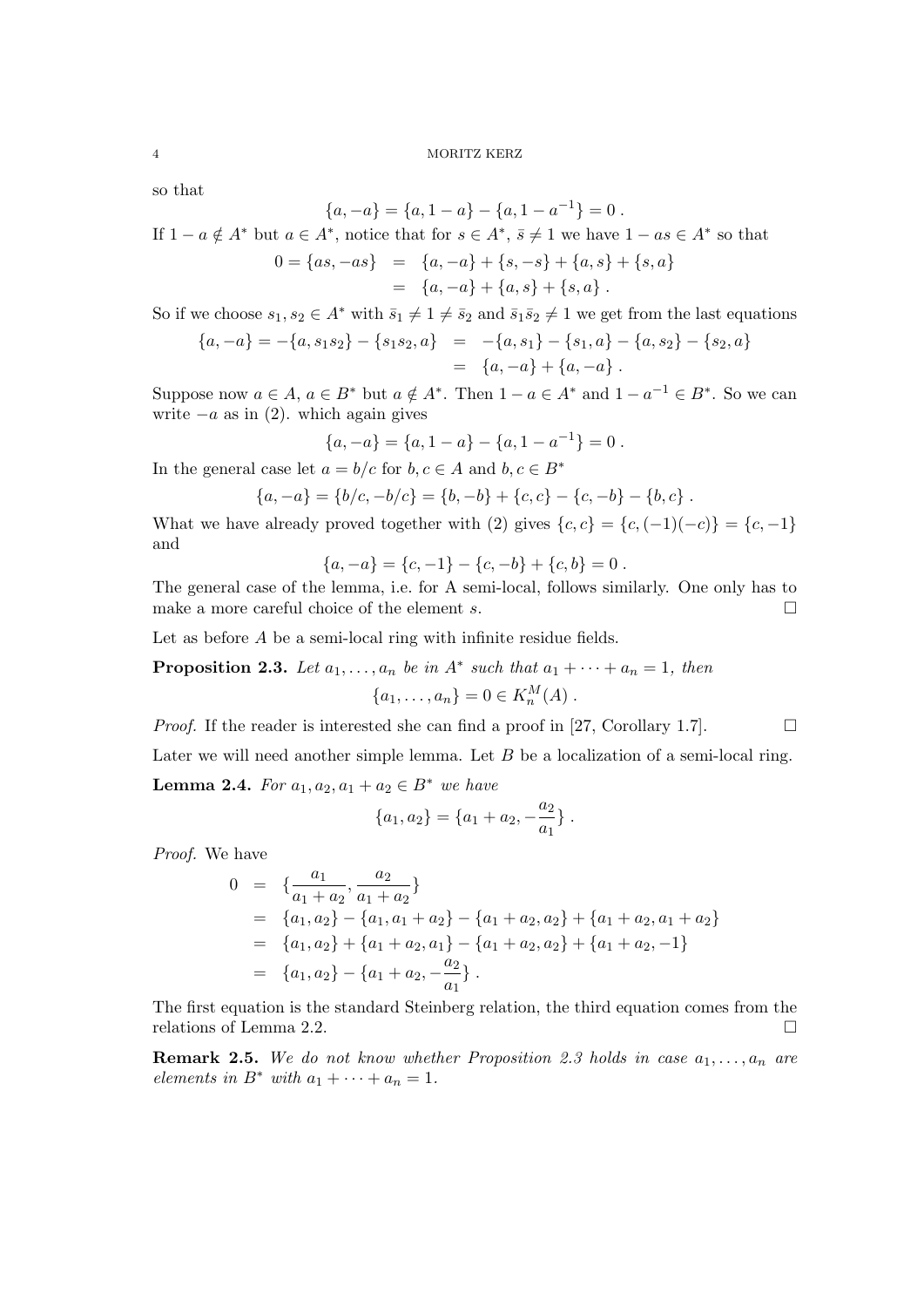so that

$$\{a,-a\} = \{a, 1-a\} - \{a, 1-a^{-1}\} = 0 \,.$$

If $1-a \notin A^*$ but $a \in A^*$, notice that for $s \in A^*$, $\bar{s} \neq 1$ we have $1-as \in A^*$ so that

$$\begin{aligned} 0 = \{as, -as\} &= \{a,-a\} + \{s,-s\} + \{a,s\} + \{s,a\} \\ &= \{a,-a\} + \{a,s\} + \{s,a\} \,. \end{aligned}$$

So if we choose $s_1, s_2 \in A^*$ with $\bar{s}_1 \neq 1 \neq \bar{s}_2$ and $\bar{s}_1\bar{s}_2 \neq 1$ we get from the last equations

$$\begin{aligned} \{a,-a\} = -\{a, s_1 s_2\} - \{s_1 s_2, a\} &= -\{a,s_1\} - \{s_1,a\} - \{a,s_2\} - \{s_2,a\} \\ &= \{a,-a\} + \{a,-a\} \,. \end{aligned}$$

Suppose now $a \in A$, $a \in B^*$ but $a \notin A^*$. Then $1-a \in A^*$ and $1-a^{-1} \in B^*$. So we can write $-a$ as in (2). which again gives

$$\{a,-a\} = \{a, 1-a\} - \{a, 1-a^{-1}\} = 0 \,.$$

In the general case let $a = b/c$ for $b, c \in A$ and $b, c \in B^*$

$$\{a,-a\} = \{b/c, -b/c\} = \{b,-b\} + \{c,c\} - \{c,-b\} - \{b,c\} \,.$$

What we have already proved together with (2) gives $\{c,c\} = \{c,(-1)(-c)\} = \{c,-1\}$ and

$$\{a,-a\} = \{c,-1\} - \{c,-b\} + \{c,b\} = 0 \,.$$

The general case of the lemma, i.e. for A semi-local, follows similarly. One only has to make a more careful choice of the element $s$. □

Let as before $A$ be a semi-local ring with infinite residue fields.

**Proposition 2.3.** *Let $a_1, \ldots, a_n$ be in $A^*$ such that $a_1 + \cdots + a_n = 1$, then*

$$\{a_1, \ldots, a_n\} = 0 \in K_n^M(A) \,.$$

*Proof.* If the reader is interested she can find a proof in [27, Corollary 1.7]. □

Later we will need another simple lemma. Let $B$ be a localization of a semi-local ring.

**Lemma 2.4.** *For $a_1, a_2, a_1 + a_2 \in B^*$ we have*

$$\{a_1, a_2\} = \{a_1 + a_2, -\frac{a_2}{a_1}\} \,.$$

*Proof.* We have

$$\begin{aligned} 0 &= \{\frac{a_1}{a_1+a_2}, \frac{a_2}{a_1+a_2}\} \\ &= \{a_1,a_2\} - \{a_1, a_1+a_2\} - \{a_1+a_2, a_2\} + \{a_1+a_2, a_1+a_2\} \\ &= \{a_1,a_2\} + \{a_1+a_2, a_1\} - \{a_1+a_2, a_2\} + \{a_1+a_2, -1\} \\ &= \{a_1,a_2\} - \{a_1+a_2, -\frac{a_2}{a_1}\} \,. \end{aligned}$$

The first equation is the standard Steinberg relation, the third equation comes from the relations of Lemma 2.2. □

**Remark 2.5.** *We do not know whether Proposition 2.3 holds in case $a_1, \ldots, a_n$ are elements in $B^*$ with $a_1 + \cdots + a_n = 1$.*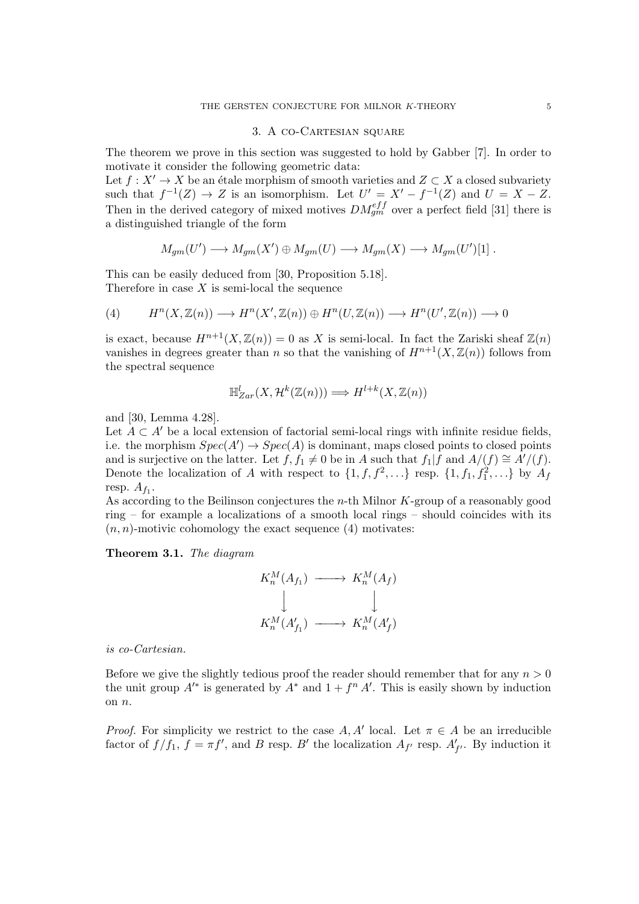## 3. A co-Cartesian square

The theorem we prove in this section was suggested to hold by Gabber [7]. In order to motivate it consider the following geometric data:

Let $f : X' \to X$ be an étale morphism of smooth varieties and $Z \subset X$ a closed subvariety such that $f^{-1}(Z) \to Z$ is an isomorphism. Let $U' = X' - f^{-1}(Z)$ and $U = X - Z$. Then in the derived category of mixed motives $DM_{gm}^{eff}$ over a perfect field [31] there is a distinguished triangle of the form

$$M_{gm}(U') \longrightarrow M_{gm}(X') \oplus M_{gm}(U) \longrightarrow M_{gm}(X) \longrightarrow M_{gm}(U')[1] \ .$$

This can be easily deduced from [30, Proposition 5.18].

Therefore in case $X$ is semi-local the sequence

$$H^n(X, \mathbb{Z}(n)) \longrightarrow H^n(X', \mathbb{Z}(n)) \oplus H^n(U, \mathbb{Z}(n)) \longrightarrow H^n(U', \mathbb{Z}(n)) \longrightarrow 0 \tag{4}$$

is exact, because $H^{n+1}(X, \mathbb{Z}(n)) = 0$ as $X$ is semi-local. In fact the Zariski sheaf $\mathbb{Z}(n)$ vanishes in degrees greater than $n$ so that the vanishing of $H^{n+1}(X, \mathbb{Z}(n))$ follows from the spectral sequence

$$\mathbb{H}^l_{Zar}(X, \mathcal{H}^k(\mathbb{Z}(n))) \Longrightarrow H^{l+k}(X, \mathbb{Z}(n))$$

and [30, Lemma 4.28].

Let $A \subset A'$ be a local extension of factorial semi-local rings with infinite residue fields, i.e. the morphism $Spec(A') \to Spec(A)$ is dominant, maps closed points to closed points and is surjective on the latter. Let $f, f_1 \neq 0$ be in $A$ such that $f_1 | f$ and $A/(f) \cong A'/(f)$. Denote the localization of $A$ with respect to $\{1, f, f^2, \ldots\}$ resp. $\{1, f_1, f_1^2, \ldots\}$ by $A_f$ resp. $A_{f_1}$.

As according to the Beilinson conjectures the $n$-th Milnor $K$-group of a reasonably good ring – for example a localizations of a smooth local rings – should coincides with its $(n, n)$-motivic cohomology the exact sequence (4) motivates:

**Theorem 3.1.** *The diagram*

$$\begin{array}{ccc} K_n^M(A_{f_1}) & \longrightarrow & K_n^M(A_f) \\ \big\downarrow & & \big\downarrow \\ K_n^M(A'_{f_1}) & \longrightarrow & K_n^M(A'_f) \end{array}$$

*is co-Cartesian.*

Before we give the slightly tedious proof the reader should remember that for any $n > 0$ the unit group $A'^*$ is generated by $A^*$ and $1 + f^n A'$. This is easily shown by induction on $n$.

*Proof.* For simplicity we restrict to the case $A, A'$ local. Let $\pi \in A$ be an irreducible factor of $f/f_1$, $f = \pi f'$, and $B$ resp. $B'$ the localization $A_{f'}$ resp. $A'_{f'}$. By induction it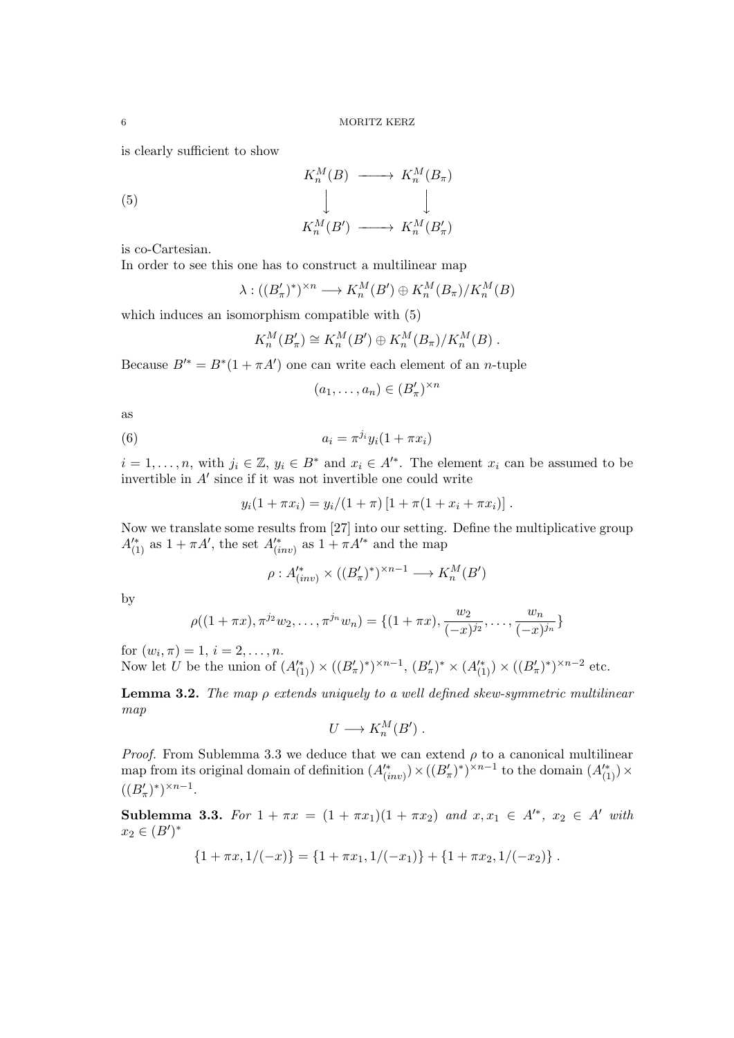is clearly sufficient to show

$$
\begin{array}{ccc}
K_n^M(B) & \longrightarrow & K_n^M(B_\pi) \\
\downarrow & & \downarrow \\
K_n^M(B') & \longrightarrow & K_n^M(B'_\pi)
\end{array} \tag{5}
$$

is co-Cartesian.

In order to see this one has to construct a multilinear map

$$
\lambda : ((B'_\pi)^*)^{\times n} \longrightarrow K_n^M(B') \oplus K_n^M(B_\pi)/K_n^M(B)
$$

which induces an isomorphism compatible with (5)

$$
K_n^M(B'_\pi) \cong K_n^M(B') \oplus K_n^M(B_\pi)/K_n^M(B) \,.
$$

Because $B'^* = B^*(1+\pi A')$ one can write each element of an $n$-tuple

$$
(a_1, \ldots, a_n) \in (B'_\pi)^{\times n}
$$

as

$$
a_i = \pi^{j_i} y_i (1 + \pi x_i) \tag{6}
$$

$i = 1, \ldots, n$, with $j_i \in \mathbb{Z}$, $y_i \in B^*$ and $x_i \in A'^*$. The element $x_i$ can be assumed to be invertible in $A'$ since if it was not invertible one could write

$$
y_i(1+\pi x_i) = y_i/(1+\pi)\,[1 + \pi(1 + x_i + \pi x_i)] \,.
$$

Now we translate some results from [27] into our setting. Define the multiplicative group $A'^*_{(1)}$ as $1 + \pi A'$, the set $A'^*_{(inv)}$ as $1 + \pi A'^*$ and the map

$$
\rho : A'^*_{(inv)} \times ((B'_\pi)^*)^{\times n-1} \longrightarrow K_n^M(B')
$$

by

$$
\rho((1+\pi x), \pi^{j_2} w_2, \ldots, \pi^{j_n} w_n) = \{(1+\pi x), \frac{w_2}{(-x)^{j_2}}, \ldots, \frac{w_n}{(-x)^{j_n}}\}
$$

for $(w_i, \pi) = 1$, $i = 2, \ldots, n$.

Now let $U$ be the union of $(A'^*_{(1)}) \times ((B'_\pi)^*)^{\times n-1}$, $(B'_\pi)^* \times (A'^*_{(1)}) \times ((B'_\pi)^*)^{\times n-2}$ etc.

**Lemma 3.2.** *The map $\rho$ extends uniquely to a well defined skew-symmetric multilinear map*

$$
U \longrightarrow K_n^M(B') \,.
$$

*Proof.* From Sublemma 3.3 we deduce that we can extend $\rho$ to a canonical multilinear map from its original domain of definition $(A'^*_{(inv)}) \times ((B'_\pi)^*)^{\times n-1}$ to the domain $(A'^*_{(1)}) \times ((B'_\pi)^*)^{\times n-1}$.

**Sublemma 3.3.** *For $1 + \pi x = (1 + \pi x_1)(1 + \pi x_2)$ and $x, x_1 \in A'^*$, $x_2 \in A'$ with $x_2 \in (B')^*$*

$$
\{1+\pi x, 1/(-x)\} = \{1 + \pi x_1, 1/(-x_1)\} + \{1 + \pi x_2, 1/(-x_2)\} \,.
$$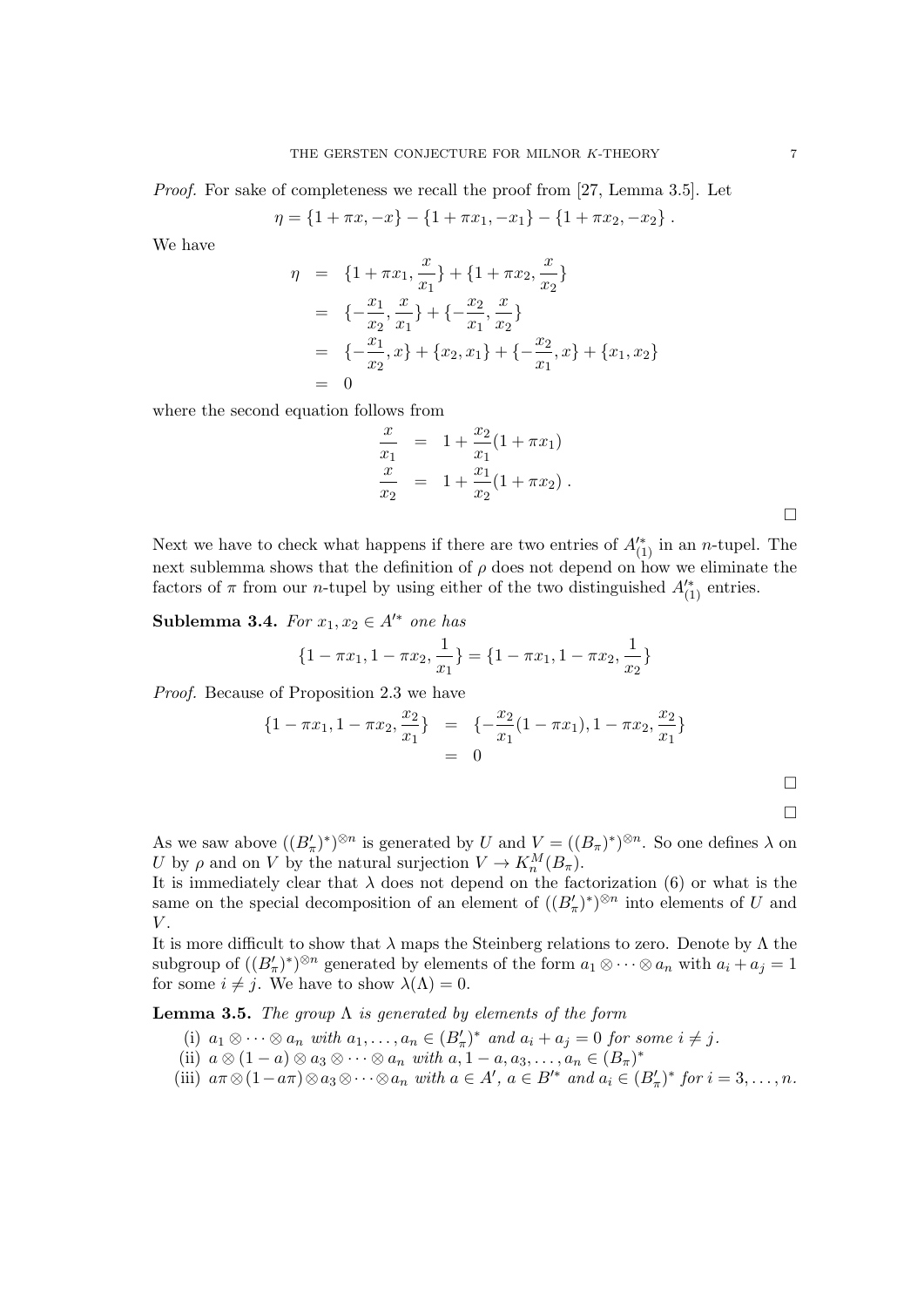*Proof.* For sake of completeness we recall the proof from [27, Lemma 3.5]. Let

$$\eta = \{1+\pi x, -x\} - \{1+\pi x_1, -x_1\} - \{1+\pi x_2, -x_2\} .$$

We have

$$\begin{aligned}
\eta &= \{1+\pi x_1, \frac{x}{x_1}\} + \{1+\pi x_2, \frac{x}{x_2}\} \\
&= \{-\frac{x_1}{x_2}, \frac{x}{x_1}\} + \{-\frac{x_2}{x_1}, \frac{x}{x_2}\} \\
&= \{-\frac{x_1}{x_2}, x\} + \{x_2, x_1\} + \{-\frac{x_2}{x_1}, x\} + \{x_1, x_2\} \\
&= 0
\end{aligned}$$

where the second equation follows from

$$\begin{aligned}
\frac{x}{x_1} &= 1 + \frac{x_2}{x_1}(1+\pi x_1) \\
\frac{x}{x_2} &= 1 + \frac{x_1}{x_2}(1+\pi x_2) .
\end{aligned}$$

□

Next we have to check what happens if there are two entries of $A'^{*}_{(1)}$ in an $n$-tupel. The next sublemma shows that the definition of $\rho$ does not depend on how we eliminate the factors of $\pi$ from our $n$-tupel by using either of the two distinguished $A'^{*}_{(1)}$ entries.

**Sublemma 3.4.** *For $x_1, x_2 \in A'^{*}$ one has*

$$\{1-\pi x_1, 1-\pi x_2, \frac{1}{x_1}\} = \{1-\pi x_1, 1-\pi x_2, \frac{1}{x_2}\}$$

*Proof.* Because of Proposition 2.3 we have

$$\begin{aligned}
\{1-\pi x_1, 1-\pi x_2, \frac{x_2}{x_1}\} &= \{-\frac{x_2}{x_1}(1-\pi x_1), 1-\pi x_2, \frac{x_2}{x_1}\} \\
&= 0
\end{aligned}$$

□

□

As we saw above $((B'_\pi)^*)^{\otimes n}$ is generated by $U$ and $V = ((B_\pi)^*)^{\otimes n}$. So one defines $\lambda$ on $U$ by $\rho$ and on $V$ by the natural surjection $V \to K^M_n(B_\pi)$.

It is immediately clear that $\lambda$ does not depend on the factorization (6) or what is the same on the special decomposition of an element of $((B'_\pi)^*)^{\otimes n}$ into elements of $U$ and $V$.

It is more difficult to show that $\lambda$ maps the Steinberg relations to zero. Denote by $\Lambda$ the subgroup of $((B'_\pi)^*)^{\otimes n}$ generated by elements of the form $a_1 \otimes \cdots \otimes a_n$ with $a_i + a_j = 1$ for some $i \neq j$. We have to show $\lambda(\Lambda) = 0$.

**Lemma 3.5.** *The group $\Lambda$ is generated by elements of the form*

(i) *$a_1 \otimes \cdots \otimes a_n$ with $a_1, \ldots, a_n \in (B'_\pi)^*$ and $a_i + a_j = 0$ for some $i \neq j$.*
(ii) *$a \otimes (1-a) \otimes a_3 \otimes \cdots \otimes a_n$ with $a, 1-a, a_3, \ldots, a_n \in (B_\pi)^*$*
(iii) *$a\pi \otimes (1-a\pi) \otimes a_3 \otimes \cdots \otimes a_n$ with $a \in A'$, $a \in B'^{*}$ and $a_i \in (B'_\pi)^*$ for $i = 3, \ldots, n$.*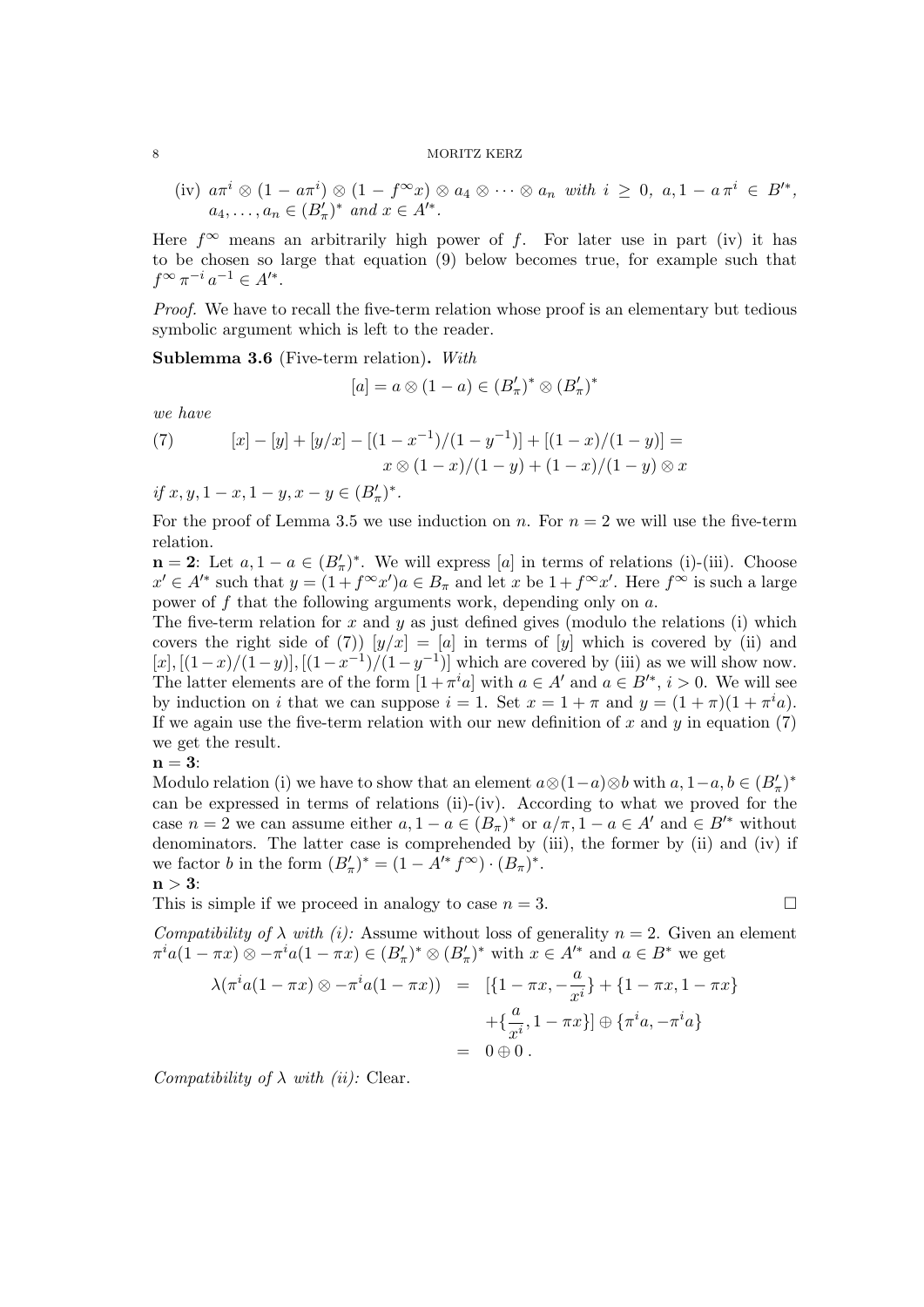(iv) $a\pi^i \otimes (1 - a\pi^i) \otimes (1 - f^\infty x) \otimes a_4 \otimes \cdots \otimes a_n$ *with* $i \geq 0$, $a, 1 - a\,\pi^i \in B'^*$, $a_4, \ldots, a_n \in (B'_\pi)^*$ *and* $x \in A'^*$.

Here $f^\infty$ means an arbitrarily high power of $f$. For later use in part (iv) it has to be chosen so large that equation (9) below becomes true, for example such that $f^\infty \pi^{-i} a^{-1} \in A'^*$.

*Proof.* We have to recall the five-term relation whose proof is an elementary but tedious symbolic argument which is left to the reader.

**Sublemma 3.6** (Five-term relation)**.** *With*

$$[a] = a \otimes (1 - a) \in (B'_\pi)^* \otimes (B'_\pi)^*$$

*we have*

$$(7) \qquad [x] - [y] + [y/x] - [(1 - x^{-1})/(1 - y^{-1})] + [(1 - x)/(1 - y)] = x \otimes (1 - x)/(1 - y) + (1 - x)/(1 - y) \otimes x$$

*if* $x, y, 1 - x, 1 - y, x - y \in (B'_\pi)^*$.

For the proof of Lemma 3.5 we use induction on $n$. For $n = 2$ we will use the five-term relation.

$\mathbf{n = 2}$: Let $a, 1 - a \in (B'_\pi)^*$. We will express $[a]$ in terms of relations (i)-(iii). Choose $x' \in A'^*$ such that $y = (1 + f^\infty x')a \in B_\pi$ and let $x$ be $1 + f^\infty x'$. Here $f^\infty$ is such a large power of $f$ that the following arguments work, depending only on $a$.

The five-term relation for $x$ and $y$ as just defined gives (modulo the relations (i) which covers the right side of (7)) $[y/x] = [a]$ in terms of $[y]$ which is covered by (ii) and $[x], [(1-x)/(1-y)], [(1-x^{-1})/(1-y^{-1})]$ which are covered by (iii) as we will show now. The latter elements are of the form $[1 + \pi^i a]$ with $a \in A'$ and $a \in B'^*$, $i > 0$. We will see by induction on $i$ that we can suppose $i = 1$. Set $x = 1 + \pi$ and $y = (1 + \pi)(1 + \pi^i a)$. If we again use the five-term relation with our new definition of $x$ and $y$ in equation (7) we get the result.

$\mathbf{n = 3}$:

Modulo relation (i) we have to show that an element $a \otimes (1-a) \otimes b$ with $a, 1-a, b \in (B'_\pi)^*$ can be expressed in terms of relations (ii)-(iv). According to what we proved for the case $n = 2$ we can assume either $a, 1 - a \in (B_\pi)^*$ or $a/\pi, 1 - a \in A'$ and $\in B'^*$ without denominators. The latter case is comprehended by (iii), the former by (ii) and (iv) if we factor $b$ in the form $(B'_\pi)^* = (1 - A'^* f^\infty) \cdot (B_\pi)^*$.

$\mathbf{n > 3}$:

This is simple if we proceed in analogy to case $n = 3$. $\square$

*Compatibility of $\lambda$ with (i):* Assume without loss of generality $n = 2$. Given an element $\pi^i a(1 - \pi x) \otimes -\pi^i a(1 - \pi x) \in (B'_\pi)^* \otimes (B'_\pi)^*$ with $x \in A'^*$ and $a \in B^*$ we get

$$\begin{aligned}
\lambda(\pi^i a(1 - \pi x) \otimes -\pi^i a(1 - \pi x)) &= [\{1 - \pi x, -\frac{a}{x^i}\} + \{1 - \pi x, 1 - \pi x\} \\
&\quad + \{\frac{a}{x^i}, 1 - \pi x\}] \oplus \{\pi^i a, -\pi^i a\} \\
&= 0 \oplus 0\,.
\end{aligned}$$

*Compatibility of $\lambda$ with (ii):* Clear.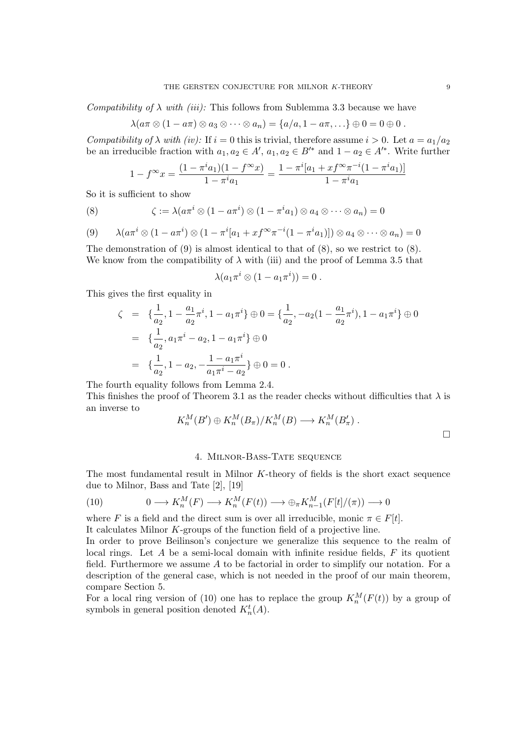*Compatibility of $\lambda$ with (iii):* This follows from Sublemma 3.3 because we have

$$\lambda(a\pi \otimes (1-a\pi) \otimes a_3 \otimes \cdots \otimes a_n) = \{a/a, 1-a\pi, \ldots\} \oplus 0 = 0 \oplus 0 \; .$$

*Compatibility of $\lambda$ with (iv):* If $i=0$ this is trivial, therefore assume $i>0$. Let $a = a_1/a_2$ be an irreducible fraction with $a_1, a_2 \in A'$, $a_1, a_2 \in B'^*$ and $1-a_2 \in A'^*$. Write further

$$1 - f^\infty x = \frac{(1-\pi^i a_1)(1-f^\infty x)}{1-\pi^i a_1} = \frac{1-\pi^i[a_1 + xf^\infty \pi^{-i}(1-\pi^i a_1)]}{1-\pi^i a_1}$$

So it is sufficient to show

$$\zeta := \lambda(a\pi^i \otimes (1-a\pi^i) \otimes (1-\pi^i a_1) \otimes a_4 \otimes \cdots \otimes a_n) = 0 \tag{8}$$

$$\lambda(a\pi^i \otimes (1-a\pi^i) \otimes (1-\pi^i[a_1 + xf^\infty \pi^{-i}(1-\pi^i a_1)]) \otimes a_4 \otimes \cdots \otimes a_n) = 0 \tag{9}$$

The demonstration of (9) is almost identical to that of (8), so we restrict to (8). We know from the compatibility of $\lambda$ with (iii) and the proof of Lemma 3.5 that

$$\lambda(a_1\pi^i \otimes (1-a_1\pi^i)) = 0 \; .$$

This gives the first equality in

$$\begin{aligned}
\zeta &= \{\frac{1}{a_2}, 1-\frac{a_1}{a_2}\pi^i, 1-a_1\pi^i\} \oplus 0 = \{\frac{1}{a_2}, -a_2(1-\frac{a_1}{a_2}\pi^i), 1-a_1\pi^i\} \oplus 0 \\
&= \{\frac{1}{a_2}, a_1\pi^i - a_2, 1-a_1\pi^i\} \oplus 0 \\
&= \{\frac{1}{a_2}, 1-a_2, -\frac{1-a_1\pi^i}{a_1\pi^i - a_2}\} \oplus 0 = 0 \; .
\end{aligned}$$

The fourth equality follows from Lemma 2.4.
This finishes the proof of Theorem 3.1 as the reader checks without difficulties that $\lambda$ is an inverse to

$$K_n^M(B') \oplus K_n^M(B_\pi)/K_n^M(B) \longrightarrow K_n^M(B'_\pi) \; .$$

□

## 4. Milnor-Bass-Tate sequence

The most fundamental result in Milnor $K$-theory of fields is the short exact sequence due to Milnor, Bass and Tate [2], [19]

$$0 \longrightarrow K_n^M(F) \longrightarrow K_n^M(F(t)) \longrightarrow \oplus_\pi K_{n-1}^M(F[t]/(\pi)) \longrightarrow 0 \tag{10}$$

where $F$ is a field and the direct sum is over all irreducible, monic $\pi \in F[t]$.
It calculates Milnor $K$-groups of the function field of a projective line.
In order to prove Beilinson's conjecture we generalize this sequence to the realm of local rings. Let $A$ be a semi-local domain with infinite residue fields, $F$ its quotient field. Furthermore we assume $A$ to be factorial in order to simplify our notation. For a description of the general case, which is not needed in the proof of our main theorem, compare Section 5.
For a local ring version of (10) one has to replace the group $K_n^M(F(t))$ by a group of symbols in general position denoted $K_n^t(A)$.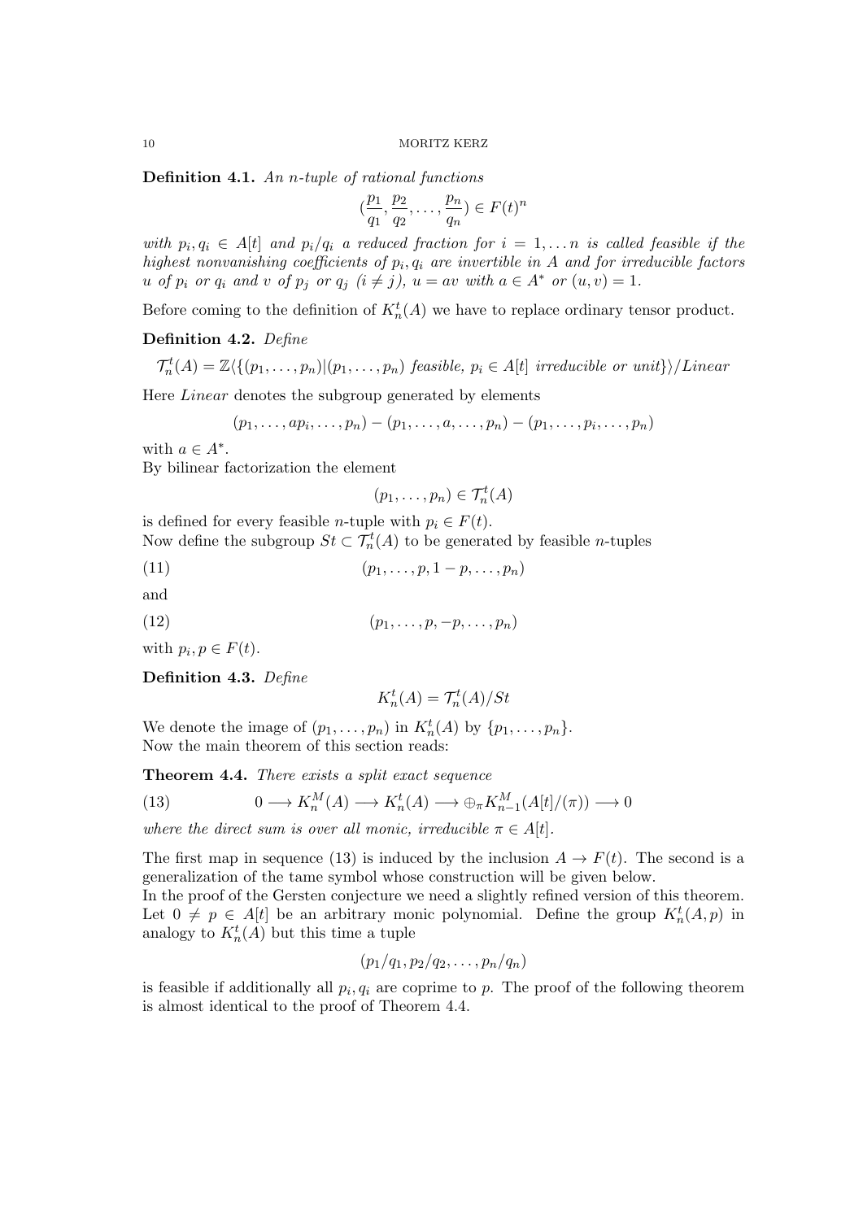**Definition 4.1.** *An $n$-tuple of rational functions*

$$(\frac{p_1}{q_1}, \frac{p_2}{q_2}, \ldots, \frac{p_n}{q_n}) \in F(t)^n$$

*with $p_i, q_i \in A[t]$ and $p_i/q_i$ a reduced fraction for $i = 1, \ldots n$ is called feasible if the highest nonvanishing coefficients of $p_i, q_i$ are invertible in $A$ and for irreducible factors $u$ of $p_i$ or $q_i$ and $v$ of $p_j$ or $q_j$ ($i \neq j$), $u = av$ with $a \in A^*$ or $(u, v) = 1$.*

Before coming to the definition of $K_n^t(A)$ we have to replace ordinary tensor product.

**Definition 4.2.** *Define*

$$\mathcal{T}_n^t(A) = \mathbb{Z}\langle\{(p_1, \ldots, p_n) | (p_1, \ldots, p_n) \text{ feasible, } p_i \in A[t] \text{ irreducible or unit}\}\rangle / Linear$$

Here *Linear* denotes the subgroup generated by elements

$$(p_1, \ldots, ap_i, \ldots, p_n) - (p_1, \ldots, a, \ldots, p_n) - (p_1, \ldots, p_i, \ldots, p_n)$$

with $a \in A^*$.

By bilinear factorization the element

$$(p_1, \ldots, p_n) \in \mathcal{T}_n^t(A)$$

is defined for every feasible $n$-tuple with $p_i \in F(t)$.

Now define the subgroup $St \subset \mathcal{T}_n^t(A)$ to be generated by feasible $n$-tuples

$$(p_1, \ldots, p, 1-p, \ldots, p_n) \tag{11}$$

and

$$(p_1, \ldots, p, -p, \ldots, p_n) \tag{12}$$

with $p_i, p \in F(t)$.

**Definition 4.3.** *Define*

$$K_n^t(A) = \mathcal{T}_n^t(A)/St$$

We denote the image of $(p_1, \ldots, p_n)$ in $K_n^t(A)$ by $\{p_1, \ldots, p_n\}$.

Now the main theorem of this section reads:

**Theorem 4.4.** *There exists a split exact sequence*

$$0 \longrightarrow K_n^M(A) \longrightarrow K_n^t(A) \longrightarrow \oplus_\pi K_{n-1}^M(A[t]/(\pi)) \longrightarrow 0 \tag{13}$$

*where the direct sum is over all monic, irreducible $\pi \in A[t]$.*

The first map in sequence (13) is induced by the inclusion $A \to F(t)$. The second is a generalization of the tame symbol whose construction will be given below.

In the proof of the Gersten conjecture we need a slightly refined version of this theorem. Let $0 \neq p \in A[t]$ be an arbitrary monic polynomial. Define the group $K_n^t(A, p)$ in analogy to $K_n^t(A)$ but this time a tuple

$$(p_1/q_1, p_2/q_2, \ldots, p_n/q_n)$$

is feasible if additionally all $p_i, q_i$ are coprime to $p$. The proof of the following theorem is almost identical to the proof of Theorem 4.4.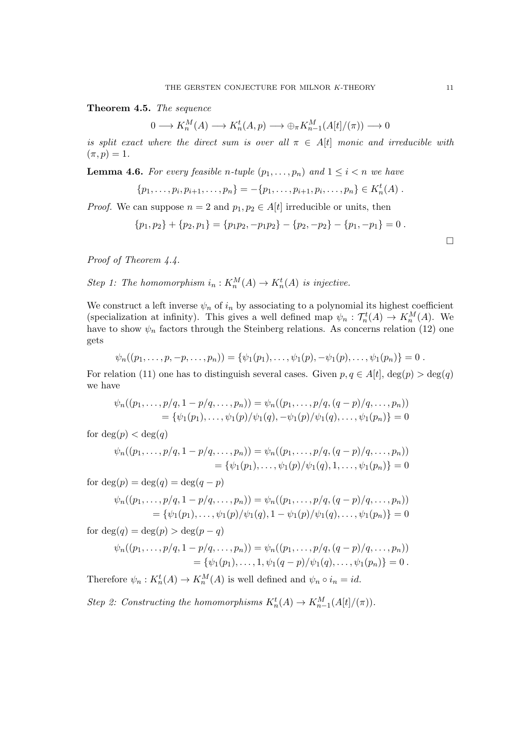**Theorem 4.5.** *The sequence*

$$0 \longrightarrow K_n^M(A) \longrightarrow K_n^t(A,p) \longrightarrow \oplus_\pi K_{n-1}^M(A[t]/(\pi)) \longrightarrow 0$$

*is split exact where the direct sum is over all $\pi \in A[t]$ monic and irreducible with $(\pi,p)=1$.*

**Lemma 4.6.** *For every feasible $n$-tuple $(p_1,\ldots,p_n)$ and $1 \le i < n$ we have*

$$\{p_1,\ldots,p_i,p_{i+1},\ldots,p_n\} = -\{p_1,\ldots,p_{i+1},p_i,\ldots,p_n\} \in K_n^t(A)\ .$$

*Proof.* We can suppose $n=2$ and $p_1,p_2 \in A[t]$ irreducible or units, then

$$\{p_1,p_2\} + \{p_2,p_1\} = \{p_1p_2, -p_1p_2\} - \{p_2,-p_2\} - \{p_1,-p_1\} = 0\ .$$

$\square$

*Proof of Theorem 4.4.*

*Step 1: The homomorphism $i_n : K_n^M(A) \to K_n^t(A)$ is injective.*

We construct a left inverse $\psi_n$ of $i_n$ by associating to a polynomial its highest coefficient (specialization at infinity). This gives a well defined map $\psi_n : \mathcal{T}_n^t(A) \to K_n^M(A)$. We have to show $\psi_n$ factors through the Steinberg relations. As concerns relation (12) one gets

$$\psi_n((p_1,\ldots,p,-p,\ldots,p_n)) = \{\psi_1(p_1),\ldots,\psi_1(p),-\psi_1(p),\ldots,\psi_1(p_n)\} = 0\ .$$

For relation (11) one has to distinguish several cases. Given $p,q \in A[t]$, $\deg(p) > \deg(q)$ we have

$$\begin{aligned}\psi_n((p_1,\ldots,p/q,1-p/q,\ldots,p_n)) &= \psi_n((p_1,\ldots,p/q,(q-p)/q,\ldots,p_n)) \\ &= \{\psi_1(p_1),\ldots,\psi_1(p)/\psi_1(q),-\psi_1(p)/\psi_1(q),\ldots,\psi_1(p_n)\} = 0\end{aligned}$$

for $\deg(p) < \deg(q)$

$$\begin{aligned}\psi_n((p_1,\ldots,p/q,1-p/q,\ldots,p_n)) &= \psi_n((p_1,\ldots,p/q,(q-p)/q,\ldots,p_n)) \\ &= \{\psi_1(p_1),\ldots,\psi_1(p)/\psi_1(q),1,\ldots,\psi_1(p_n)\} = 0\end{aligned}$$

for $\deg(p) = \deg(q) = \deg(q-p)$

$$\begin{aligned}\psi_n((p_1,\ldots,p/q,1-p/q,\ldots,p_n)) &= \psi_n((p_1,\ldots,p/q,(q-p)/q,\ldots,p_n)) \\ &= \{\psi_1(p_1),\ldots,\psi_1(p)/\psi_1(q),1-\psi_1(p)/\psi_1(q),\ldots,\psi_1(p_n)\} = 0\end{aligned}$$

for $\deg(q) = \deg(p) > \deg(p-q)$

$$\begin{aligned}\psi_n((p_1,\ldots,p/q,1-p/q,\ldots,p_n)) &= \psi_n((p_1,\ldots,p/q,(q-p)/q,\ldots,p_n)) \\ &= \{\psi_1(p_1),\ldots,1,\psi_1(q-p)/\psi_1(q),\ldots,\psi_1(p_n)\} = 0\ .\end{aligned}$$

Therefore $\psi_n : K_n^t(A) \to K_n^M(A)$ is well defined and $\psi_n \circ i_n = id$.

*Step 2: Constructing the homomorphisms $K_n^t(A) \to K_{n-1}^M(A[t]/(\pi))$.*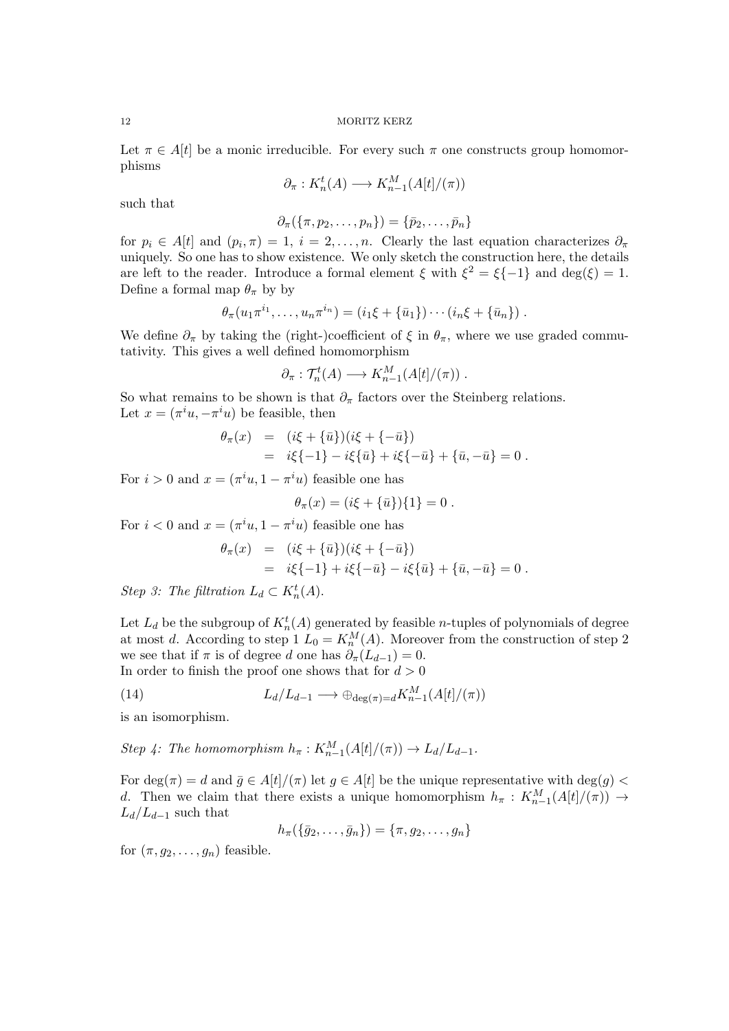Let $\pi \in A[t]$ be a monic irreducible. For every such $\pi$ one constructs group homomorphisms

$$\partial_\pi : K_n^t(A) \longrightarrow K_{n-1}^M(A[t]/(\pi))$$

such that

$$\partial_\pi(\{\pi, p_2, \ldots, p_n\}) = \{\bar{p}_2, \ldots, \bar{p}_n\}$$

for $p_i \in A[t]$ and $(p_i, \pi) = 1$, $i = 2, \ldots, n$. Clearly the last equation characterizes $\partial_\pi$ uniquely. So one has to show existence. We only sketch the construction here, the details are left to the reader. Introduce a formal element $\xi$ with $\xi^2 = \xi\{-1\}$ and $\deg(\xi) = 1$. Define a formal map $\theta_\pi$ by by

$$\theta_\pi(u_1\pi^{i_1}, \ldots, u_n\pi^{i_n}) = (i_1\xi + \{\bar{u}_1\}) \cdots (i_n\xi + \{\bar{u}_n\}) \, .$$

We define $\partial_\pi$ by taking the (right-)coefficient of $\xi$ in $\theta_\pi$, where we use graded commutativity. This gives a well defined homomorphism

$$\partial_\pi : \mathcal{T}_n^t(A) \longrightarrow K_{n-1}^M(A[t]/(\pi)) \, .$$

So what remains to be shown is that $\partial_\pi$ factors over the Steinberg relations.
Let $x = (\pi^i u, -\pi^i u)$ be feasible, then

$$\begin{aligned}
\theta_\pi(x) &= (i\xi + \{\bar{u}\})(i\xi + \{-\bar{u}\}) \\
&= i\xi\{-1\} - i\xi\{\bar{u}\} + i\xi\{-\bar{u}\} + \{\bar{u}, -\bar{u}\} = 0 \, .
\end{aligned}$$

For $i > 0$ and $x = (\pi^i u, 1 - \pi^i u)$ feasible one has

$$\theta_\pi(x) = (i\xi + \{\bar{u}\})\{1\} = 0 \, .$$

For $i < 0$ and $x = (\pi^i u, 1 - \pi^i u)$ feasible one has

$$\begin{aligned}
\theta_\pi(x) &= (i\xi + \{\bar{u}\})(i\xi + \{-\bar{u}\}) \\
&= i\xi\{-1\} + i\xi\{-\bar{u}\} - i\xi\{\bar{u}\} + \{\bar{u}, -\bar{u}\} = 0 \, .
\end{aligned}$$

*Step 3: The filtration $L_d \subset K_n^t(A)$.*

Let $L_d$ be the subgroup of $K_n^t(A)$ generated by feasible $n$-tuples of polynomials of degree at most $d$. According to step 1 $L_0 = K_n^M(A)$. Moreover from the construction of step 2 we see that if $\pi$ is of degree $d$ one has $\partial_\pi(L_{d-1}) = 0$.
In order to finish the proof one shows that for $d > 0$

$$L_d/L_{d-1} \longrightarrow \oplus_{\deg(\pi)=d} K_{n-1}^M(A[t]/(\pi)) \tag{14}$$

is an isomorphism.

*Step 4: The homomorphism $h_\pi : K_{n-1}^M(A[t]/(\pi)) \to L_d/L_{d-1}$.*

For $\deg(\pi) = d$ and $\bar{g} \in A[t]/(\pi)$ let $g \in A[t]$ be the unique representative with $\deg(g) < d$. Then we claim that there exists a unique homomorphism $h_\pi : K_{n-1}^M(A[t]/(\pi)) \to L_d/L_{d-1}$ such that

$$h_\pi(\{\bar{g}_2, \ldots, \bar{g}_n\}) = \{\pi, g_2, \ldots, g_n\}$$

for $(\pi, g_2, \ldots, g_n)$ feasible.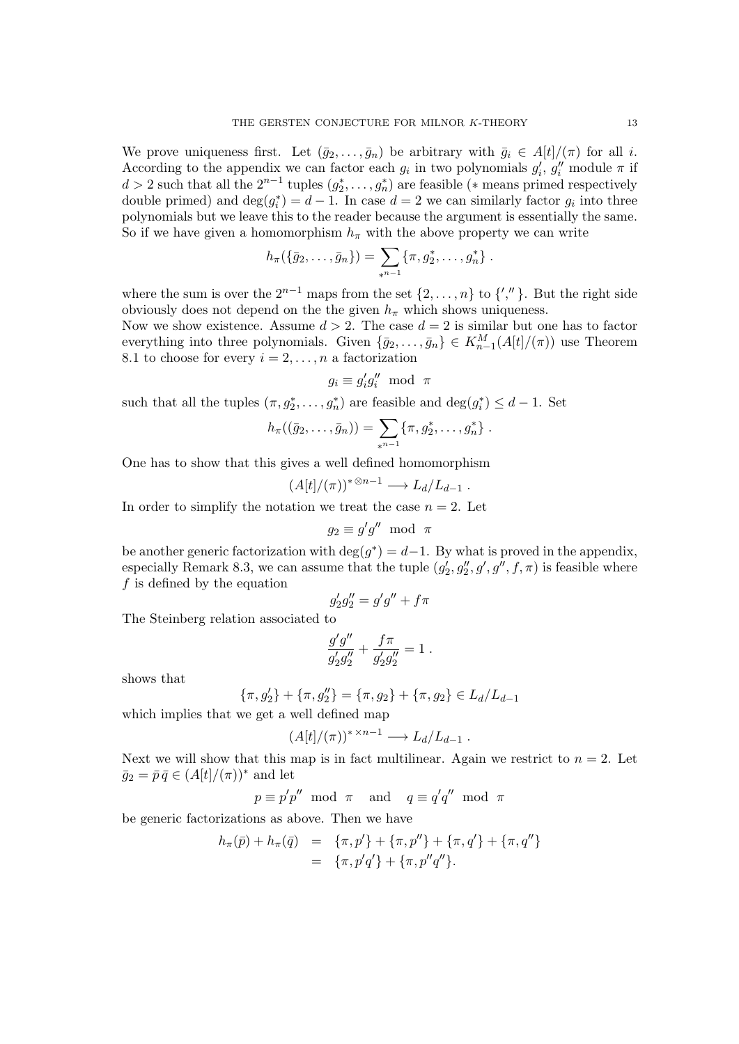We prove uniqueness first. Let $(\bar{g}_2, \ldots, \bar{g}_n)$ be arbitrary with $\bar{g}_i \in A[t]/(\pi)$ for all $i$. According to the appendix we can factor each $g_i$ in two polynomials $g_i'$, $g_i''$ module $\pi$ if $d > 2$ such that all the $2^{n-1}$ tuples $(g_2^*, \ldots, g_n^*)$ are feasible ($*$ means primed respectively double primed) and $\deg(g_i^*) = d-1$. In case $d = 2$ we can similarly factor $g_i$ into three polynomials but we leave this to the reader because the argument is essentially the same. So if we have given a homomorphism $h_\pi$ with the above property we can write

$$h_\pi(\{\bar{g}_2, \ldots, \bar{g}_n\}) = \sum_{*^{n-1}} \{\pi, g_2^*, \ldots, g_n^*\} \ .$$

where the sum is over the $2^{n-1}$ maps from the set $\{2, \ldots, n\}$ to $\{', ''\}$. But the right side obviously does not depend on the the given $h_\pi$ which shows uniqueness.

Now we show existence. Assume $d > 2$. The case $d = 2$ is similar but one has to factor everything into three polynomials. Given $\{\bar{g}_2, \ldots, \bar{g}_n\} \in K_{n-1}^M(A[t]/(\pi))$ use Theorem 8.1 to choose for every $i = 2, \ldots, n$ a factorization

$$g_i \equiv g_i' g_i'' \mod \pi$$

such that all the tuples $(\pi, g_2^*, \ldots, g_n^*)$ are feasible and $\deg(g_i^*) \leq d-1$. Set

$$h_\pi((\bar{g}_2, \ldots, \bar{g}_n)) = \sum_{*^{n-1}} \{\pi, g_2^*, \ldots, g_n^*\} \ .$$

One has to show that this gives a well defined homomorphism

$$(A[t]/(\pi))^{* \otimes n-1} \longrightarrow L_d/L_{d-1} \ .$$

In order to simplify the notation we treat the case $n = 2$. Let

$$g_2 \equiv g' g'' \mod \pi$$

be another generic factorization with $\deg(g^*) = d-1$. By what is proved in the appendix, especially Remark 8.3, we can assume that the tuple $(g_2', g_2'', g', g'', f, \pi)$ is feasible where $f$ is defined by the equation

$$g_2' g_2'' = g' g'' + f\pi$$

The Steinberg relation associated to

$$\frac{g' g''}{g_2' g_2''} + \frac{f\pi}{g_2' g_2''} = 1 \ .$$

shows that

$$\{\pi, g_2'\} + \{\pi, g_2''\} = \{\pi, g_2\} + \{\pi, g_2\} \in L_d/L_{d-1}$$

which implies that we get a well defined map

$$(A[t]/(\pi))^{* \times n-1} \longrightarrow L_d/L_{d-1} \ .$$

Next we will show that this map is in fact multilinear. Again we restrict to $n = 2$. Let $\bar{g}_2 = \bar{p}\,\bar{q} \in (A[t]/(\pi))^*$ and let

$$p \equiv p' p'' \mod \pi \quad \text{and} \quad q \equiv q' q'' \mod \pi$$

be generic factorizations as above. Then we have

$$\begin{aligned} h_\pi(\bar{p}) + h_\pi(\bar{q}) &= \{\pi, p'\} + \{\pi, p''\} + \{\pi, q'\} + \{\pi, q''\} \\ &= \{\pi, p'q'\} + \{\pi, p''q''\}. \end{aligned}$$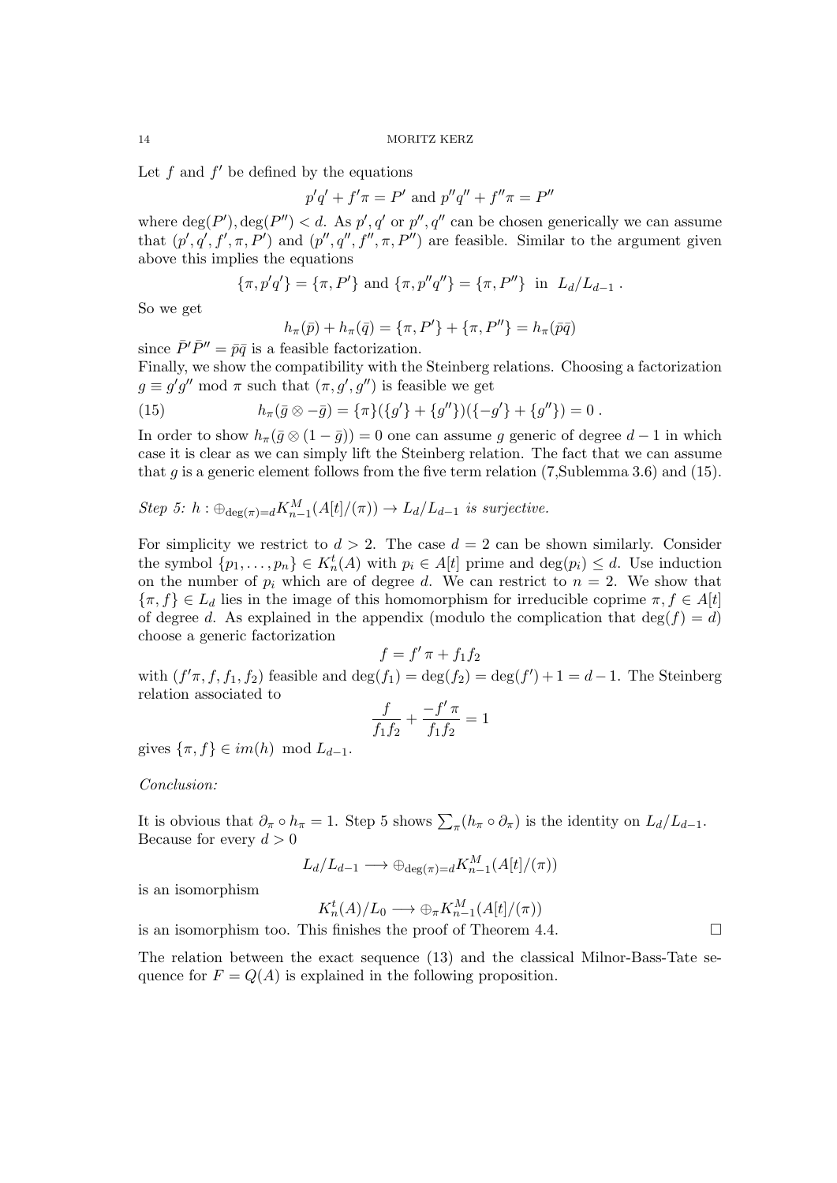Let $f$ and $f'$ be defined by the equations

$$p'q' + f'\pi = P' \text{ and } p''q'' + f''\pi = P''$$

where $\deg(P'), \deg(P'') < d$. As $p', q'$ or $p'', q''$ can be chosen generically we can assume that $(p', q', f', \pi, P')$ and $(p'', q'', f'', \pi, P'')$ are feasible. Similar to the argument given above this implies the equations

$$\{\pi, p'q'\} = \{\pi, P'\} \text{ and } \{\pi, p''q''\} = \{\pi, P''\} \text{ in } L_d/L_{d-1} .$$

So we get

$$h_\pi(\bar{p}) + h_\pi(\bar{q}) = \{\pi, P'\} + \{\pi, P''\} = h_\pi(\bar{p}\bar{q})$$

since $\bar{P}'\bar{P}'' = \bar{p}\bar{q}$ is a feasible factorization.

Finally, we show the compatibility with the Steinberg relations. Choosing a factorization $g \equiv g'g'' \bmod \pi$ such that $(\pi, g', g'')$ is feasible we get

$$h_\pi(\bar{g} \otimes -\bar{g}) = \{\pi\}(\{g'\} + \{g''\})(\{-g'\} + \{g''\}) = 0 . \tag{15}$$

In order to show $h_\pi(\bar{g} \otimes (1 - \bar{g})) = 0$ one can assume $g$ generic of degree $d-1$ in which case it is clear as we can simply lift the Steinberg relation. The fact that we can assume that $g$ is a generic element follows from the five term relation (7,Sublemma 3.6) and (15).

*Step 5: $h : \oplus_{\deg(\pi)=d} K^M_{n-1}(A[t]/(\pi)) \to L_d/L_{d-1}$ is surjective.*

For simplicity we restrict to $d > 2$. The case $d = 2$ can be shown similarly. Consider the symbol $\{p_1, \ldots, p_n\} \in K^t_n(A)$ with $p_i \in A[t]$ prime and $\deg(p_i) \leq d$. Use induction on the number of $p_i$ which are of degree $d$. We can restrict to $n = 2$. We show that $\{\pi, f\} \in L_d$ lies in the image of this homomorphism for irreducible coprime $\pi, f \in A[t]$ of degree $d$. As explained in the appendix (modulo the complication that $\deg(f) = d$) choose a generic factorization

$$f = f'\pi + f_1 f_2$$

with $(f'\pi, f, f_1, f_2)$ feasible and $\deg(f_1) = \deg(f_2) = \deg(f') + 1 = d - 1$. The Steinberg relation associated to

$$\frac{f}{f_1 f_2} + \frac{-f'\pi}{f_1 f_2} = 1$$

gives $\{\pi, f\} \in im(h) \bmod L_{d-1}$.

*Conclusion:*

It is obvious that $\partial_\pi \circ h_\pi = 1$. Step 5 shows $\sum_\pi (h_\pi \circ \partial_\pi)$ is the identity on $L_d/L_{d-1}$. Because for every $d > 0$

$$L_d/L_{d-1} \longrightarrow \oplus_{\deg(\pi)=d} K^M_{n-1}(A[t]/(\pi))$$

is an isomorphism

$$K^t_n(A)/L_0 \longrightarrow \oplus_\pi K^M_{n-1}(A[t]/(\pi))$$

is an isomorphism too. This finishes the proof of Theorem 4.4. $\square$

The relation between the exact sequence (13) and the classical Milnor-Bass-Tate sequence for $F = Q(A)$ is explained in the following proposition.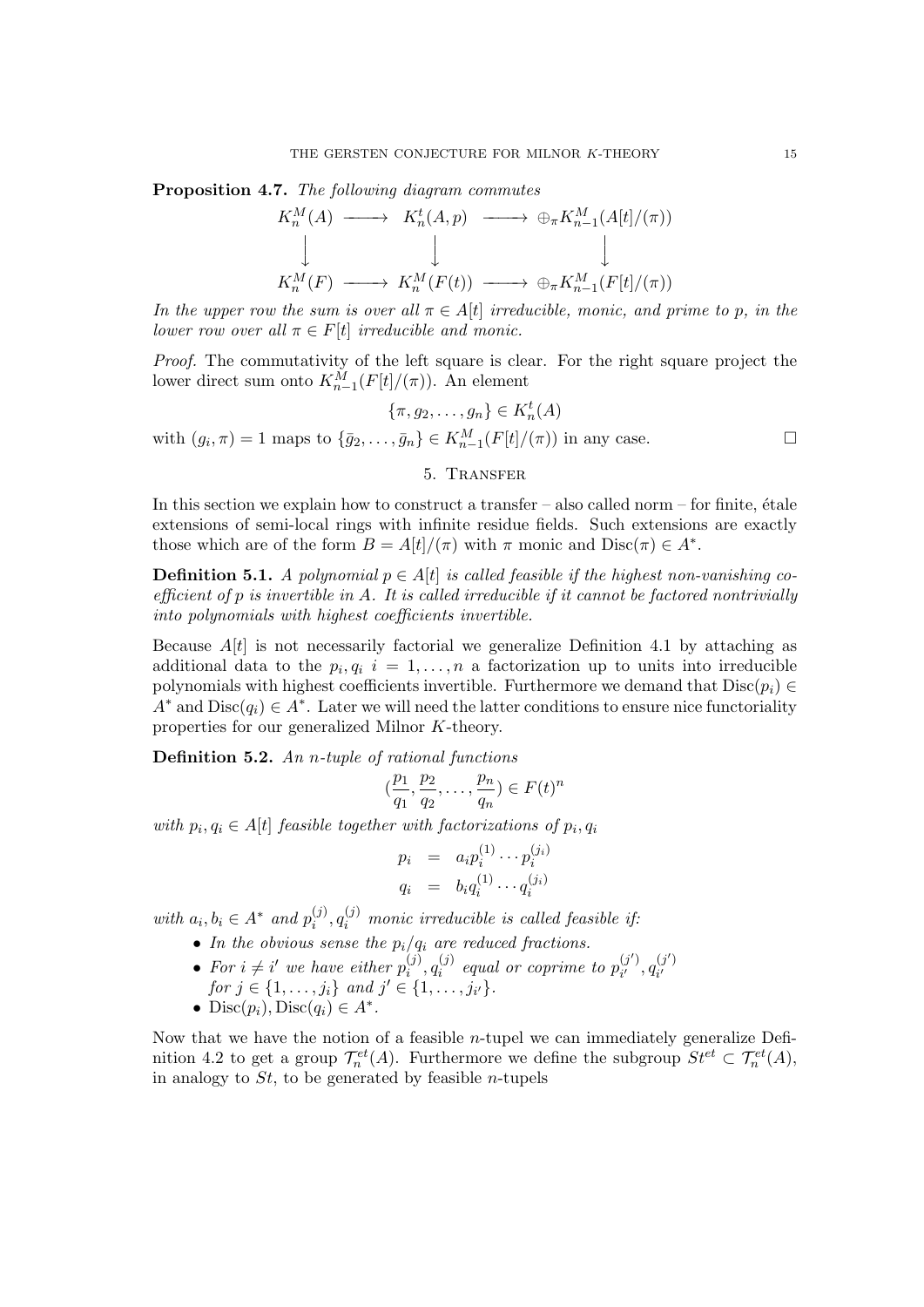**Proposition 4.7.** *The following diagram commutes*

$$\begin{array}{ccccc}
K_n^M(A) & \longrightarrow & K_n^t(A,p) & \longrightarrow & \oplus_\pi K_{n-1}^M(A[t]/(\pi)) \\
\downarrow & & \downarrow & & \downarrow \\
K_n^M(F) & \longrightarrow & K_n^M(F(t)) & \longrightarrow & \oplus_\pi K_{n-1}^M(F[t]/(\pi))
\end{array}$$

*In the upper row the sum is over all $\pi \in A[t]$ irreducible, monic, and prime to $p$, in the lower row over all $\pi \in F[t]$ irreducible and monic.*

*Proof.* The commutativity of the left square is clear. For the right square project the lower direct sum onto $K_{n-1}^M(F[t]/(\pi))$. An element

$$\{\pi, g_2, \ldots, g_n\} \in K_n^t(A)$$

with $(g_i, \pi) = 1$ maps to $\{\bar{g}_2, \ldots, \bar{g}_n\} \in K_{n-1}^M(F[t]/(\pi))$ in any case. □

## 5. Transfer

In this section we explain how to construct a transfer – also called norm – for finite, étale extensions of semi-local rings with infinite residue fields. Such extensions are exactly those which are of the form $B = A[t]/(\pi)$ with $\pi$ monic and $\mathrm{Disc}(\pi) \in A^*$.

**Definition 5.1.** *A polynomial $p \in A[t]$ is called feasible if the highest non-vanishing coefficient of $p$ is invertible in $A$. It is called irreducible if it cannot be factored nontrivially into polynomials with highest coefficients invertible.*

Because $A[t]$ is not necessarily factorial we generalize Definition 4.1 by attaching as additional data to the $p_i, q_i$ $i = 1, \ldots, n$ a factorization up to units into irreducible polynomials with highest coefficients invertible. Furthermore we demand that $\mathrm{Disc}(p_i) \in A^*$ and $\mathrm{Disc}(q_i) \in A^*$. Later we will need the latter conditions to ensure nice functoriality properties for our generalized Milnor $K$-theory.

**Definition 5.2.** *An $n$-tuple of rational functions*

$$(\frac{p_1}{q_1}, \frac{p_2}{q_2}, \ldots, \frac{p_n}{q_n}) \in F(t)^n$$

*with $p_i, q_i \in A[t]$ feasible together with factorizations of $p_i, q_i$*

$$\begin{aligned}
p_i &= a_i p_i^{(1)} \cdots p_i^{(j_i)} \\
q_i &= b_i q_i^{(1)} \cdots q_i^{(j_i)}
\end{aligned}$$

*with $a_i, b_i \in A^*$ and $p_i^{(j)}, q_i^{(j)}$ monic irreducible is called feasible if:*

- *In the obvious sense the $p_i/q_i$ are reduced fractions.*
- *For $i \neq i'$ we have either $p_i^{(j)}, q_i^{(j)}$ equal or coprime to $p_{i'}^{(j')}, q_{i'}^{(j')}$ for $j \in \{1, \ldots, j_i\}$ and $j' \in \{1, \ldots, j_{i'}\}$.*
- *$\mathrm{Disc}(p_i), \mathrm{Disc}(q_i) \in A^*$.*

Now that we have the notion of a feasible $n$-tupel we can immediately generalize Definition 4.2 to get a group $\mathcal{T}_n^{et}(A)$. Furthermore we define the subgroup $St^{et} \subset \mathcal{T}_n^{et}(A)$, in analogy to $St$, to be generated by feasible $n$-tupels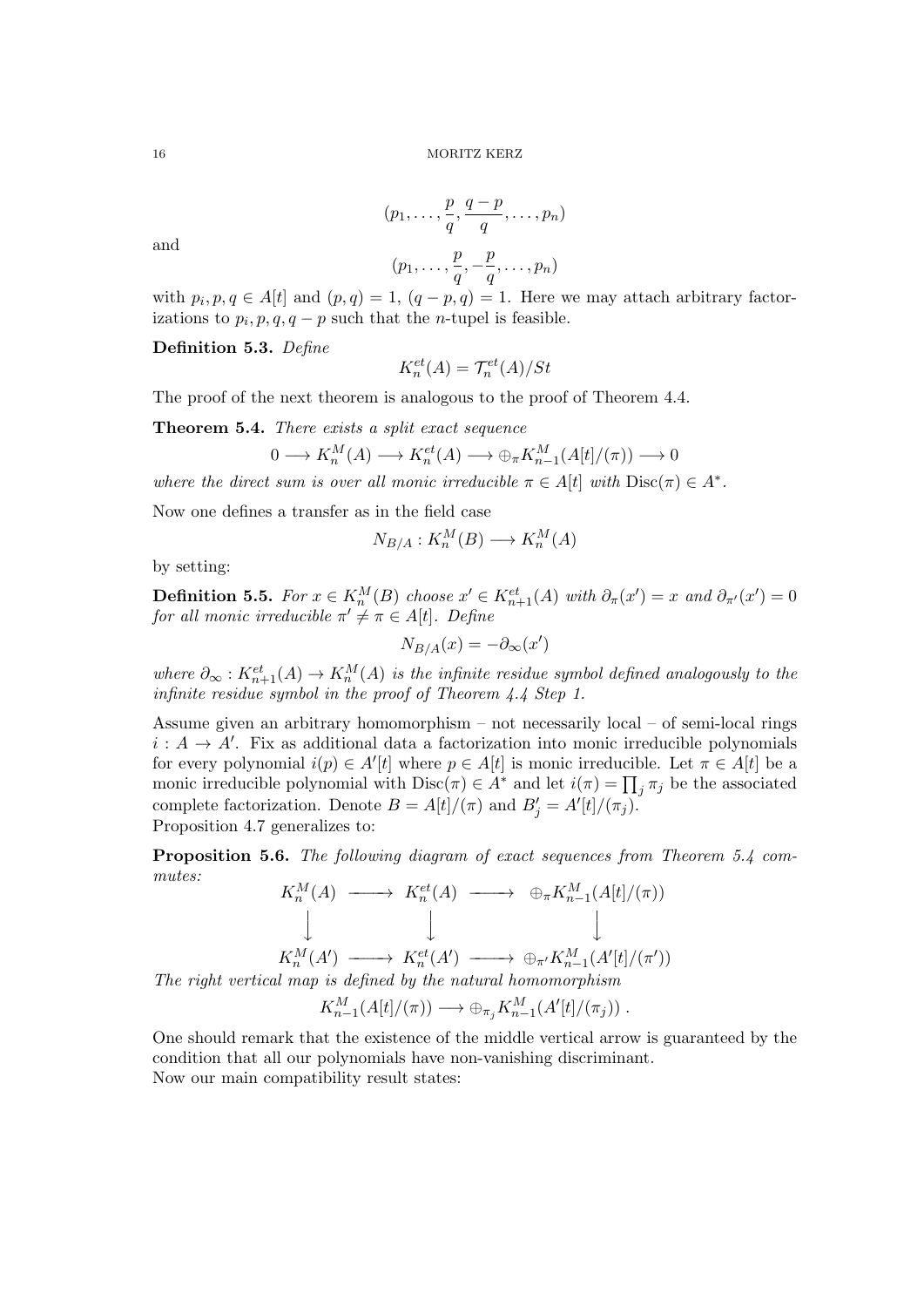$$(p_1, \ldots, \frac{p}{q}, \frac{q-p}{q}, \ldots, p_n)$$

and

$$(p_1, \ldots, \frac{p}{q}, -\frac{p}{q}, \ldots, p_n)$$

with $p_i, p, q \in A[t]$ and $(p, q) = 1$, $(q - p, q) = 1$. Here we may attach arbitrary factorizations to $p_i, p, q, q - p$ such that the $n$-tupel is feasible.

**Definition 5.3.** *Define*

$$K_n^{et}(A) = \mathcal{T}_n^{et}(A)/St$$

The proof of the next theorem is analogous to the proof of Theorem 4.4.

**Theorem 5.4.** *There exists a split exact sequence*

$$0 \longrightarrow K_n^M(A) \longrightarrow K_n^{et}(A) \longrightarrow \oplus_\pi K_{n-1}^M(A[t]/(\pi)) \longrightarrow 0$$

*where the direct sum is over all monic irreducible $\pi \in A[t]$ with $\mathrm{Disc}(\pi) \in A^*$.*

Now one defines a transfer as in the field case

$$N_{B/A} : K_n^M(B) \longrightarrow K_n^M(A)$$

by setting:

**Definition 5.5.** *For $x \in K_n^M(B)$ choose $x' \in K_{n+1}^{et}(A)$ with $\partial_\pi(x') = x$ and $\partial_{\pi'}(x') = 0$ for all monic irreducible $\pi' \neq \pi \in A[t]$. Define*

$$N_{B/A}(x) = -\partial_\infty(x')$$

*where $\partial_\infty : K_{n+1}^{et}(A) \to K_n^M(A)$ is the infinite residue symbol defined analogously to the infinite residue symbol in the proof of Theorem 4.4 Step 1.*

Assume given an arbitrary homomorphism – not necessarily local – of semi-local rings $i : A \to A'$. Fix as additional data a factorization into monic irreducible polynomials for every polynomial $i(p) \in A'[t]$ where $p \in A[t]$ is monic irreducible. Let $\pi \in A[t]$ be a monic irreducible polynomial with $\mathrm{Disc}(\pi) \in A^*$ and let $i(\pi) = \prod_j \pi_j$ be the associated complete factorization. Denote $B = A[t]/(\pi)$ and $B'_j = A'[t]/(\pi_j)$.
Proposition 4.7 generalizes to:

**Proposition 5.6.** *The following diagram of exact sequences from Theorem 5.4 commutes:*

$$\begin{array}{ccccc}
K_n^M(A) & \longrightarrow & K_n^{et}(A) & \longrightarrow & \oplus_\pi K_{n-1}^M(A[t]/(\pi)) \\
\downarrow & & \downarrow & & \downarrow \\
K_n^M(A') & \longrightarrow & K_n^{et}(A') & \longrightarrow & \oplus_{\pi'} K_{n-1}^M(A'[t]/(\pi'))
\end{array}$$

*The right vertical map is defined by the natural homomorphism*

$$K_{n-1}^M(A[t]/(\pi)) \longrightarrow \oplus_{\pi_j} K_{n-1}^M(A'[t]/(\pi_j)) .$$

One should remark that the existence of the middle vertical arrow is guaranteed by the condition that all our polynomials have non-vanishing discriminant.
Now our main compatibility result states: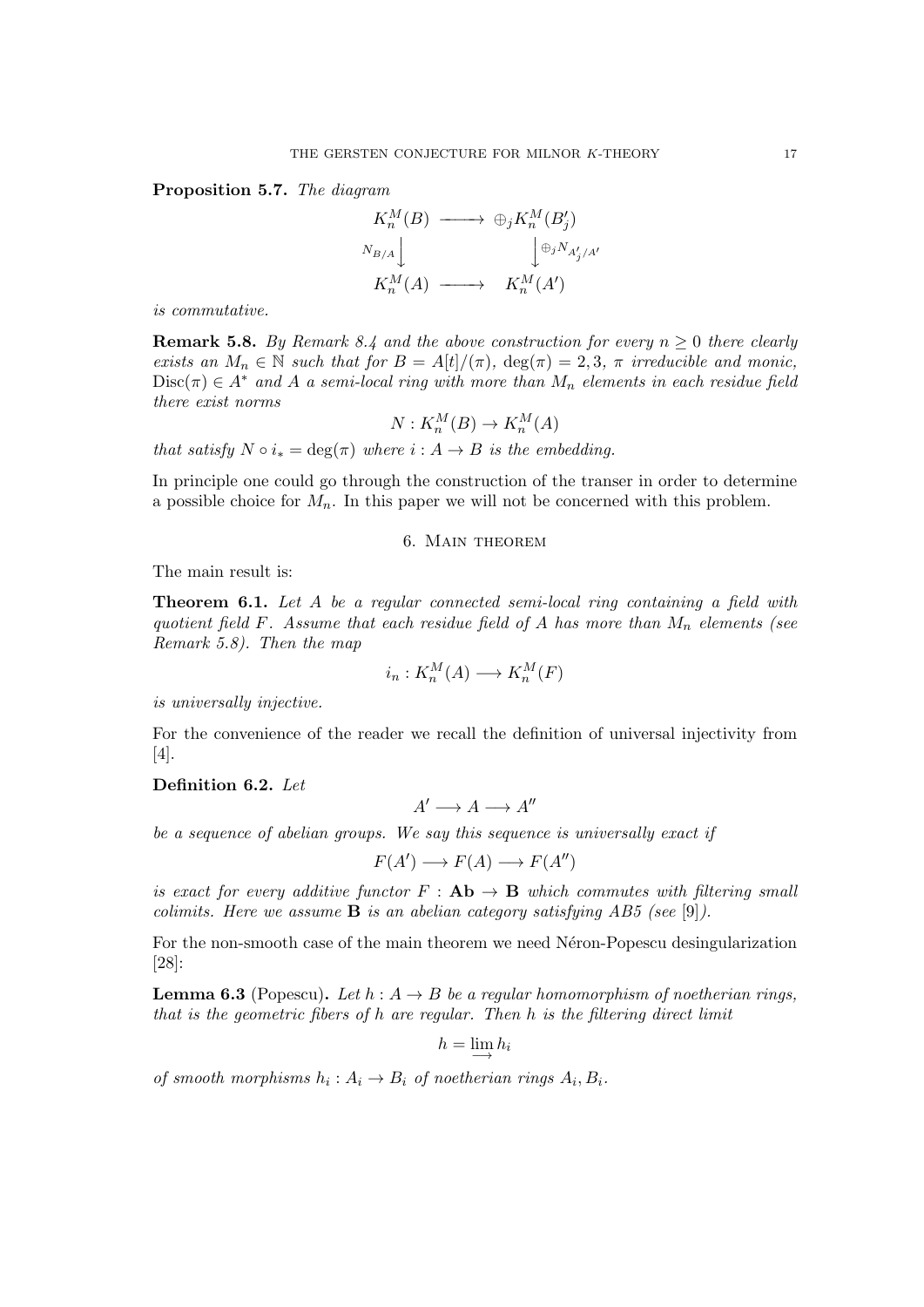**Proposition 5.7.** *The diagram*

$$\begin{array}{ccc} K_n^M(B) & \longrightarrow & \oplus_j K_n^M(B'_j) \\ {\scriptstyle N_{B/A}}\downarrow & & \downarrow{\scriptstyle \oplus_j N_{A'_j/A'}} \\ K_n^M(A) & \longrightarrow & K_n^M(A') \end{array}$$

*is commutative.*

**Remark 5.8.** *By Remark 8.4 and the above construction for every $n \geq 0$ there clearly exists an $M_n \in \mathbb{N}$ such that for $B = A[t]/(\pi)$, $\deg(\pi) = 2, 3$, $\pi$ irreducible and monic, $\mathrm{Disc}(\pi) \in A^*$ and $A$ a semi-local ring with more than $M_n$ elements in each residue field there exist norms*

$$N : K_n^M(B) \to K_n^M(A)$$

*that satisfy $N \circ i_* = \deg(\pi)$ where $i : A \to B$ is the embedding.*

In principle one could go through the construction of the transer in order to determine a possible choice for $M_n$. In this paper we will not be concerned with this problem.

## 6. Main theorem

The main result is:

**Theorem 6.1.** *Let $A$ be a regular connected semi-local ring containing a field with quotient field $F$. Assume that each residue field of $A$ has more than $M_n$ elements (see Remark 5.8). Then the map*

$$i_n : K_n^M(A) \longrightarrow K_n^M(F)$$

*is universally injective.*

For the convenience of the reader we recall the definition of universal injectivity from [4].

**Definition 6.2.** *Let*

$$A' \longrightarrow A \longrightarrow A''$$

*be a sequence of abelian groups. We say this sequence is universally exact if*

$$F(A') \longrightarrow F(A) \longrightarrow F(A'')$$

*is exact for every additive functor $F : \mathbf{Ab} \to \mathbf{B}$ which commutes with filtering small colimits. Here we assume $\mathbf{B}$ is an abelian category satisfying AB5 (see [9]).*

For the non-smooth case of the main theorem we need Néron-Popescu desingularization [28]:

**Lemma 6.3** (Popescu)**.** *Let $h : A \to B$ be a regular homomorphism of noetherian rings, that is the geometric fibers of $h$ are regular. Then $h$ is the filtering direct limit*

$$h = \varinjlim h_i$$

*of smooth morphisms $h_i : A_i \to B_i$ of noetherian rings $A_i, B_i$.*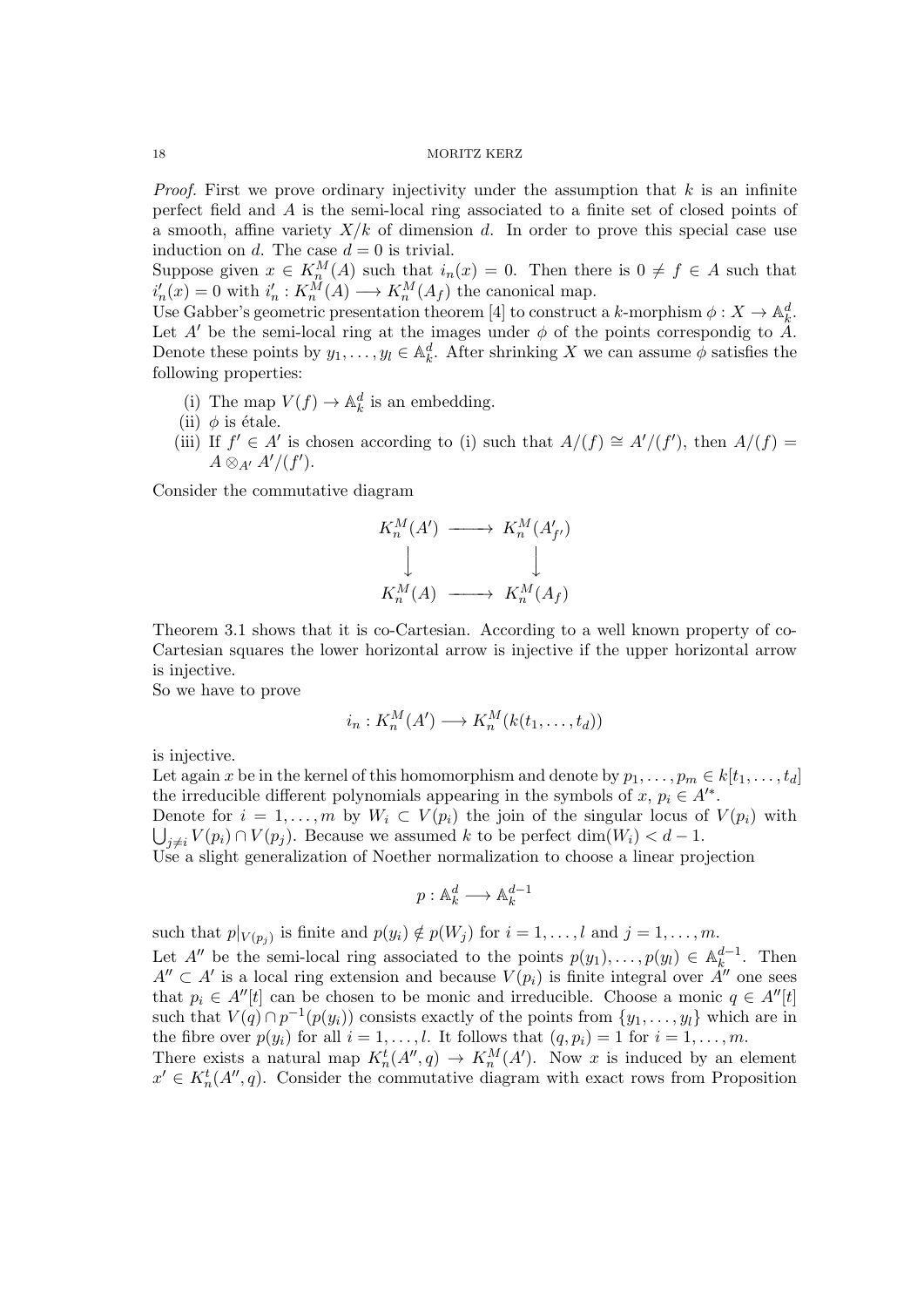*Proof.* First we prove ordinary injectivity under the assumption that $k$ is an infinite perfect field and $A$ is the semi-local ring associated to a finite set of closed points of a smooth, affine variety $X/k$ of dimension $d$. In order to prove this special case use induction on $d$. The case $d = 0$ is trivial.

Suppose given $x \in K_n^M(A)$ such that $i_n(x) = 0$. Then there is $0 \neq f \in A$ such that $i'_n(x) = 0$ with $i'_n : K_n^M(A) \longrightarrow K_n^M(A_f)$ the canonical map.

Use Gabber's geometric presentation theorem [4] to construct a $k$-morphism $\phi : X \to \mathbb{A}_k^d$. Let $A'$ be the semi-local ring at the images under $\phi$ of the points correspondig to $A$. Denote these points by $y_1, \ldots, y_l \in \mathbb{A}_k^d$. After shrinking $X$ we can assume $\phi$ satisfies the following properties:

- (i) The map $V(f) \to \mathbb{A}_k^d$ is an embedding.
- (ii) $\phi$ is étale.
- (iii) If $f' \in A'$ is chosen according to (i) such that $A/(f) \cong A'/(f')$, then $A/(f) = A \otimes_{A'} A'/(f')$.

Consider the commutative diagram

$$\begin{array}{ccc} K_n^M(A') & \longrightarrow & K_n^M(A'_{f'}) \\ \big\downarrow & & \big\downarrow \\ K_n^M(A) & \longrightarrow & K_n^M(A_f) \end{array}$$

Theorem 3.1 shows that it is co-Cartesian. According to a well known property of co-Cartesian squares the lower horizontal arrow is injective if the upper horizontal arrow is injective.

So we have to prove

$$i_n : K_n^M(A') \longrightarrow K_n^M(k(t_1, \ldots, t_d))$$

is injective.

Let again $x$ be in the kernel of this homomorphism and denote by $p_1, \ldots, p_m \in k[t_1, \ldots, t_d]$ the irreducible different polynomials appearing in the symbols of $x$, $p_i \in A'^*$.

Denote for $i = 1, \ldots, m$ by $W_i \subset V(p_i)$ the join of the singular locus of $V(p_i)$ with $\bigcup_{j \neq i} V(p_i) \cap V(p_j)$. Because we assumed $k$ to be perfect $\dim(W_i) < d - 1$.

Use a slight generalization of Noether normalization to choose a linear projection

$$p : \mathbb{A}_k^d \longrightarrow \mathbb{A}_k^{d-1}$$

such that $p|_{V(p_j)}$ is finite and $p(y_i) \notin p(W_j)$ for $i = 1, \ldots, l$ and $j = 1, \ldots, m$.

Let $A''$ be the semi-local ring associated to the points $p(y_1), \ldots, p(y_l) \in \mathbb{A}_k^{d-1}$. Then $A'' \subset A'$ is a local ring extension and because $V(p_i)$ is finite integral over $A''$ one sees that $p_i \in A''[t]$ can be chosen to be monic and irreducible. Choose a monic $q \in A''[t]$ such that $V(q) \cap p^{-1}(p(y_i))$ consists exactly of the points from $\{y_1, \ldots, y_l\}$ which are in the fibre over $p(y_i)$ for all $i = 1, \ldots, l$. It follows that $(q, p_i) = 1$ for $i = 1, \ldots, m$.

There exists a natural map $K_n^t(A'', q) \to K_n^M(A')$. Now $x$ is induced by an element $x' \in K_n^t(A'', q)$. Consider the commutative diagram with exact rows from Proposition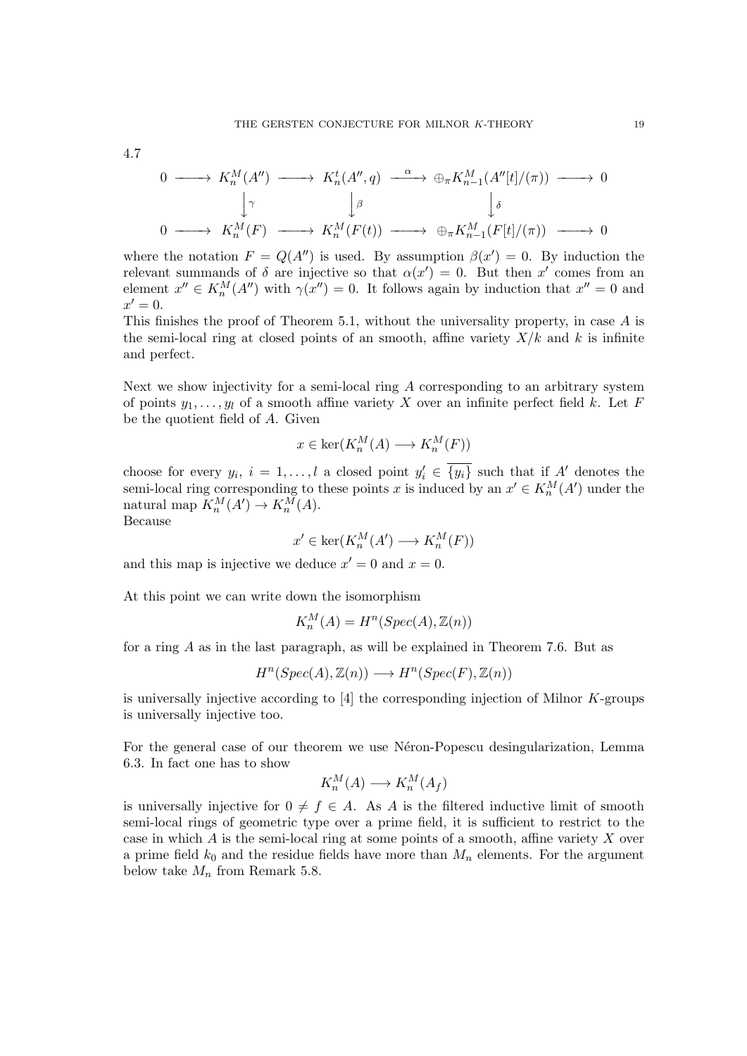4.7

$$
\begin{array}{ccccccccc}
0 & \longrightarrow & K_n^M(A'') & \longrightarrow & K_n^t(A'',q) & \xrightarrow{\alpha} & \oplus_\pi K_{n-1}^M(A''[t]/(\pi)) & \longrightarrow & 0 \\
 & & \downarrow{\scriptstyle \gamma} & & \downarrow{\scriptstyle \beta} & & \downarrow{\scriptstyle \delta} & & \\
0 & \longrightarrow & K_n^M(F) & \longrightarrow & K_n^M(F(t)) & \longrightarrow & \oplus_\pi K_{n-1}^M(F[t]/(\pi)) & \longrightarrow & 0
\end{array}
$$

where the notation $F = Q(A'')$ is used. By assumption $\beta(x') = 0$. By induction the relevant summands of $\delta$ are injective so that $\alpha(x') = 0$. But then $x'$ comes from an element $x'' \in K_n^M(A'')$ with $\gamma(x'') = 0$. It follows again by induction that $x'' = 0$ and $x' = 0$.

This finishes the proof of Theorem 5.1, without the universality property, in case $A$ is the semi-local ring at closed points of an smooth, affine variety $X/k$ and $k$ is infinite and perfect.

Next we show injectivity for a semi-local ring $A$ corresponding to an arbitrary system of points $y_1, \ldots, y_l$ of a smooth affine variety $X$ over an infinite perfect field $k$. Let $F$ be the quotient field of $A$. Given

$$x \in \ker(K_n^M(A) \longrightarrow K_n^M(F))$$

choose for every $y_i$, $i = 1, \ldots, l$ a closed point $y_i' \in \overline{\{y_i\}}$ such that if $A'$ denotes the semi-local ring corresponding to these points $x$ is induced by an $x' \in K_n^M(A')$ under the natural map $K_n^M(A') \to K_n^M(A)$.

Because

$$x' \in \ker(K_n^M(A') \longrightarrow K_n^M(F))$$

and this map is injective we deduce $x' = 0$ and $x = 0$.

At this point we can write down the isomorphism

$$K_n^M(A) = H^n(Spec(A), \mathbb{Z}(n))$$

for a ring $A$ as in the last paragraph, as will be explained in Theorem 7.6. But as

$$H^n(Spec(A), \mathbb{Z}(n)) \longrightarrow H^n(Spec(F), \mathbb{Z}(n))$$

is universally injective according to [4] the corresponding injection of Milnor $K$-groups is universally injective too.

For the general case of our theorem we use Néron-Popescu desingularization, Lemma 6.3. In fact one has to show

$$K_n^M(A) \longrightarrow K_n^M(A_f)$$

is universally injective for $0 \neq f \in A$. As $A$ is the filtered inductive limit of smooth semi-local rings of geometric type over a prime field, it is sufficient to restrict to the case in which $A$ is the semi-local ring at some points of a smooth, affine variety $X$ over a prime field $k_0$ and the residue fields have more than $M_n$ elements. For the argument below take $M_n$ from Remark 5.8.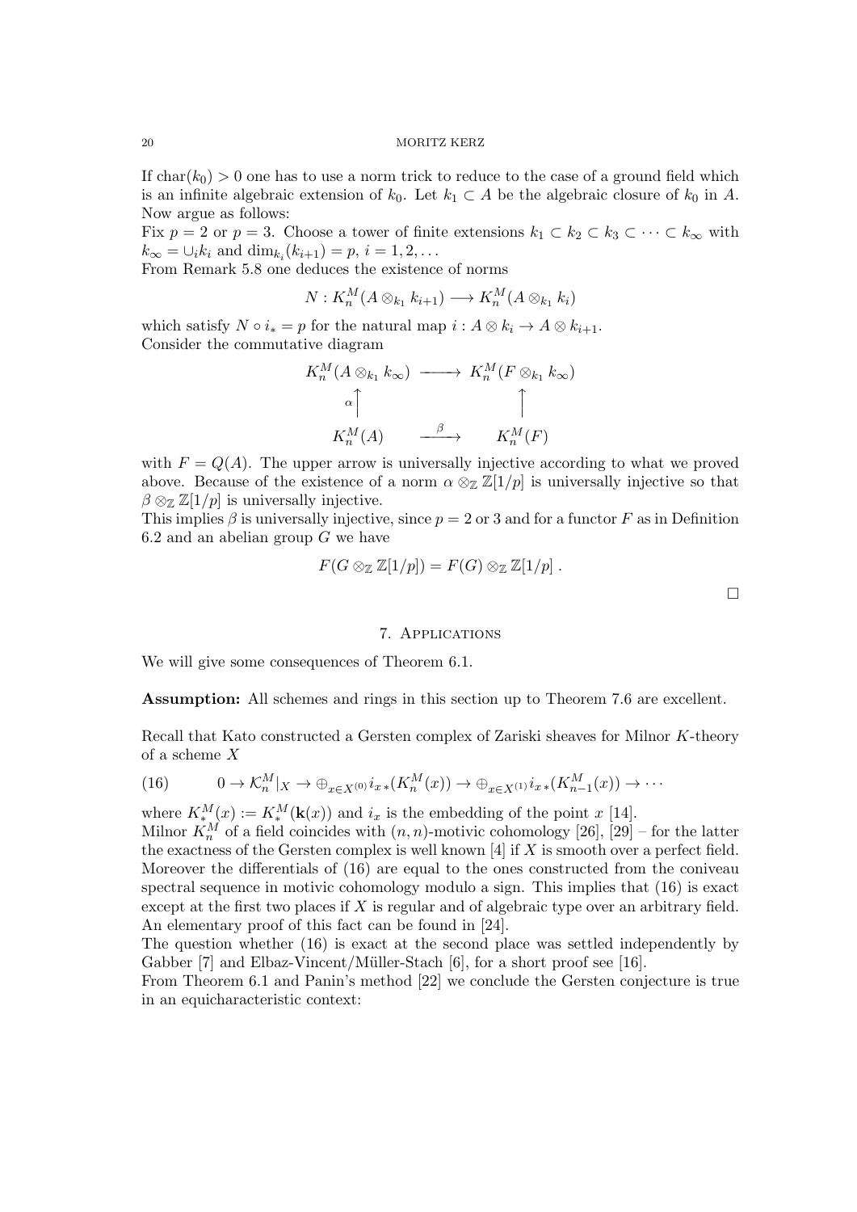If $\mathrm{char}(k_0) > 0$ one has to use a norm trick to reduce to the case of a ground field which is an infinite algebraic extension of $k_0$. Let $k_1 \subset A$ be the algebraic closure of $k_0$ in $A$. Now argue as follows:

Fix $p = 2$ or $p = 3$. Choose a tower of finite extensions $k_1 \subset k_2 \subset k_3 \subset \cdots \subset k_\infty$ with $k_\infty = \cup_i k_i$ and $\dim_{k_i}(k_{i+1}) = p$, $i = 1, 2, \ldots$

From Remark 5.8 one deduces the existence of norms

$$N : K_n^M(A \otimes_{k_1} k_{i+1}) \longrightarrow K_n^M(A \otimes_{k_1} k_i)$$

which satisfy $N \circ i_* = p$ for the natural map $i : A \otimes k_i \to A \otimes k_{i+1}$.

Consider the commutative diagram

$$\begin{array}{ccc}
K_n^M(A \otimes_{k_1} k_\infty) & \longrightarrow & K_n^M(F \otimes_{k_1} k_\infty) \\
{\scriptstyle \alpha}\uparrow & & \uparrow \\
K_n^M(A) & \xrightarrow{\ \beta\ } & K_n^M(F)
\end{array}$$

with $F = Q(A)$. The upper arrow is universally injective according to what we proved above. Because of the existence of a norm $\alpha \otimes_{\mathbb{Z}} \mathbb{Z}[1/p]$ is universally injective so that $\beta \otimes_{\mathbb{Z}} \mathbb{Z}[1/p]$ is universally injective.

This implies $\beta$ is universally injective, since $p = 2$ or 3 and for a functor $F$ as in Definition 6.2 and an abelian group $G$ we have

$$F(G \otimes_{\mathbb{Z}} \mathbb{Z}[1/p]) = F(G) \otimes_{\mathbb{Z}} \mathbb{Z}[1/p] \, .$$

□

## 7. Applications

We will give some consequences of Theorem 6.1.

**Assumption:** All schemes and rings in this section up to Theorem 7.6 are excellent.

Recall that Kato constructed a Gersten complex of Zariski sheaves for Milnor $K$-theory of a scheme $X$

$$0 \to \mathcal{K}_n^M|_X \to \oplus_{x \in X^{(0)}} i_{x\,*}(K_n^M(x)) \to \oplus_{x \in X^{(1)}} i_{x\,*}(K_{n-1}^M(x)) \to \cdots \tag{16}$$

where $K_*^M(x) := K_*^M(\mathbf{k}(x))$ and $i_x$ is the embedding of the point $x$ [14].

Milnor $K_n^M$ of a field coincides with $(n,n)$-motivic cohomology [26], [29] – for the latter the exactness of the Gersten complex is well known [4] if $X$ is smooth over a perfect field. Moreover the differentials of (16) are equal to the ones constructed from the coniveau spectral sequence in motivic cohomology modulo a sign. This implies that (16) is exact except at the first two places if $X$ is regular and of algebraic type over an arbitrary field. An elementary proof of this fact can be found in [24].

The question whether (16) is exact at the second place was settled independently by Gabber [7] and Elbaz-Vincent/Müller-Stach [6], for a short proof see [16].

From Theorem 6.1 and Panin's method [22] we conclude the Gersten conjecture is true in an equicharacteristic context: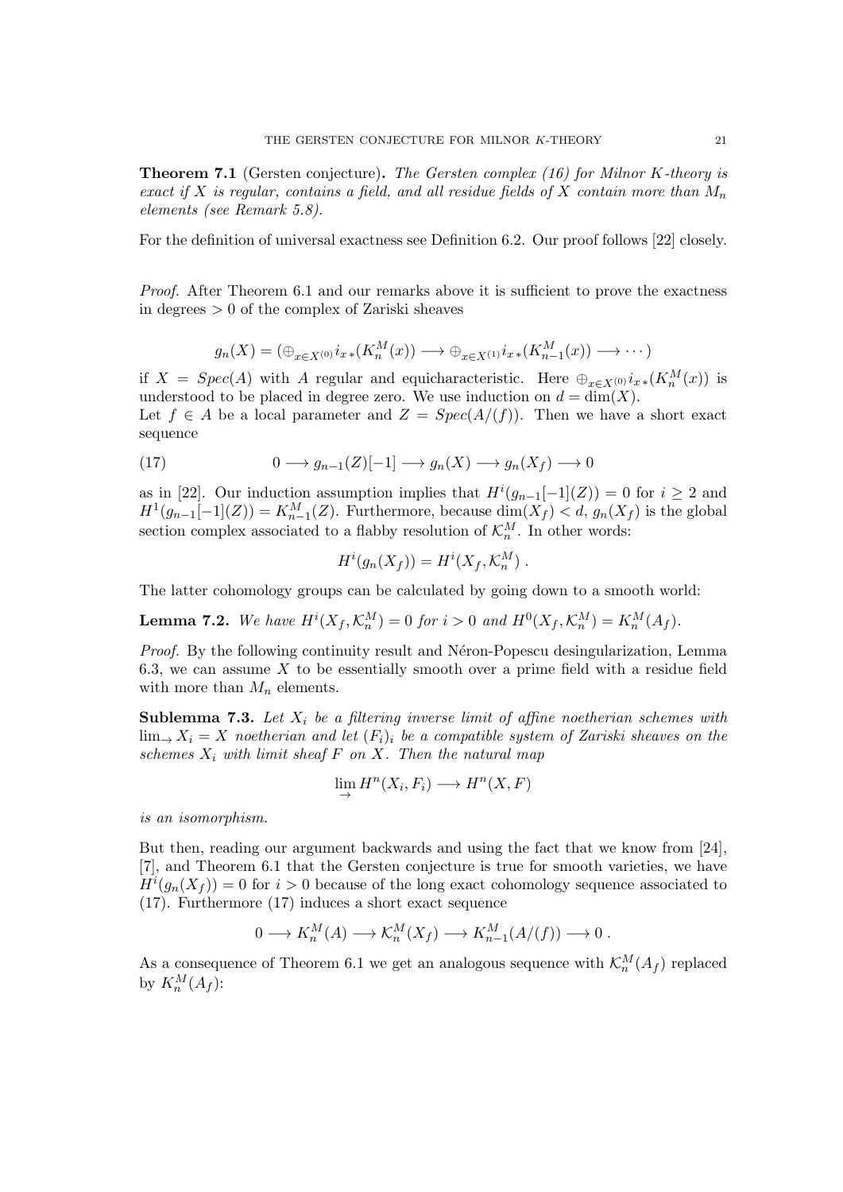**Theorem 7.1** (Gersten conjecture)**.** *The Gersten complex (16) for Milnor K-theory is exact if X is regular, contains a field, and all residue fields of X contain more than $M_n$ elements (see Remark 5.8).*

For the definition of universal exactness see Definition 6.2. Our proof follows [22] closely.

*Proof.* After Theorem 6.1 and our remarks above it is sufficient to prove the exactness in degrees $> 0$ of the complex of Zariski sheaves

$$g_n(X) = (\oplus_{x \in X^{(0)}} i_{x\,*}(K_n^M(x)) \longrightarrow \oplus_{x \in X^{(1)}} i_{x\,*}(K_{n-1}^M(x)) \longrightarrow \cdots)$$

if $X = Spec(A)$ with $A$ regular and equicharacteristic. Here $\oplus_{x \in X^{(0)}} i_{x\,*}(K_n^M(x))$ is understood to be placed in degree zero. We use induction on $d = \dim(X)$.
Let $f \in A$ be a local parameter and $Z = Spec(A/(f))$. Then we have a short exact sequence

$$0 \longrightarrow g_{n-1}(Z)[-1] \longrightarrow g_n(X) \longrightarrow g_n(X_f) \longrightarrow 0 \tag{17}$$

as in [22]. Our induction assumption implies that $H^i(g_{n-1}[-1](Z)) = 0$ for $i \geq 2$ and $H^1(g_{n-1}[-1](Z)) = K_{n-1}^M(Z)$. Furthermore, because $\dim(X_f) < d$, $g_n(X_f)$ is the global section complex associated to a flabby resolution of $\mathcal{K}_n^M$. In other words:

$$H^i(g_n(X_f)) = H^i(X_f, \mathcal{K}_n^M)\ .$$

The latter cohomology groups can be calculated by going down to a smooth world:

**Lemma 7.2.** *We have $H^i(X_f, \mathcal{K}_n^M) = 0$ for $i > 0$ and $H^0(X_f, \mathcal{K}_n^M) = K_n^M(A_f)$.*

*Proof.* By the following continuity result and Néron-Popescu desingularization, Lemma 6.3, we can assume $X$ to be essentially smooth over a prime field with a residue field with more than $M_n$ elements.

**Sublemma 7.3.** *Let $X_i$ be a filtering inverse limit of affine noetherian schemes with $\lim_{\rightarrow} X_i = X$ noetherian and let $(F_i)_i$ be a compatible system of Zariski sheaves on the schemes $X_i$ with limit sheaf $F$ on $X$. Then the natural map*

$$\lim_{\rightarrow} H^n(X_i, F_i) \longrightarrow H^n(X, F)$$

*is an isomorphism.*

But then, reading our argument backwards and using the fact that we know from [24], [7], and Theorem 6.1 that the Gersten conjecture is true for smooth varieties, we have $H^i(g_n(X_f)) = 0$ for $i > 0$ because of the long exact cohomology sequence associated to (17). Furthermore (17) induces a short exact sequence

$$0 \longrightarrow K_n^M(A) \longrightarrow \mathcal{K}_n^M(X_f) \longrightarrow K_{n-1}^M(A/(f)) \longrightarrow 0\ .$$

As a consequence of Theorem 6.1 we get an analogous sequence with $\mathcal{K}_n^M(A_f)$ replaced by $K_n^M(A_f)$: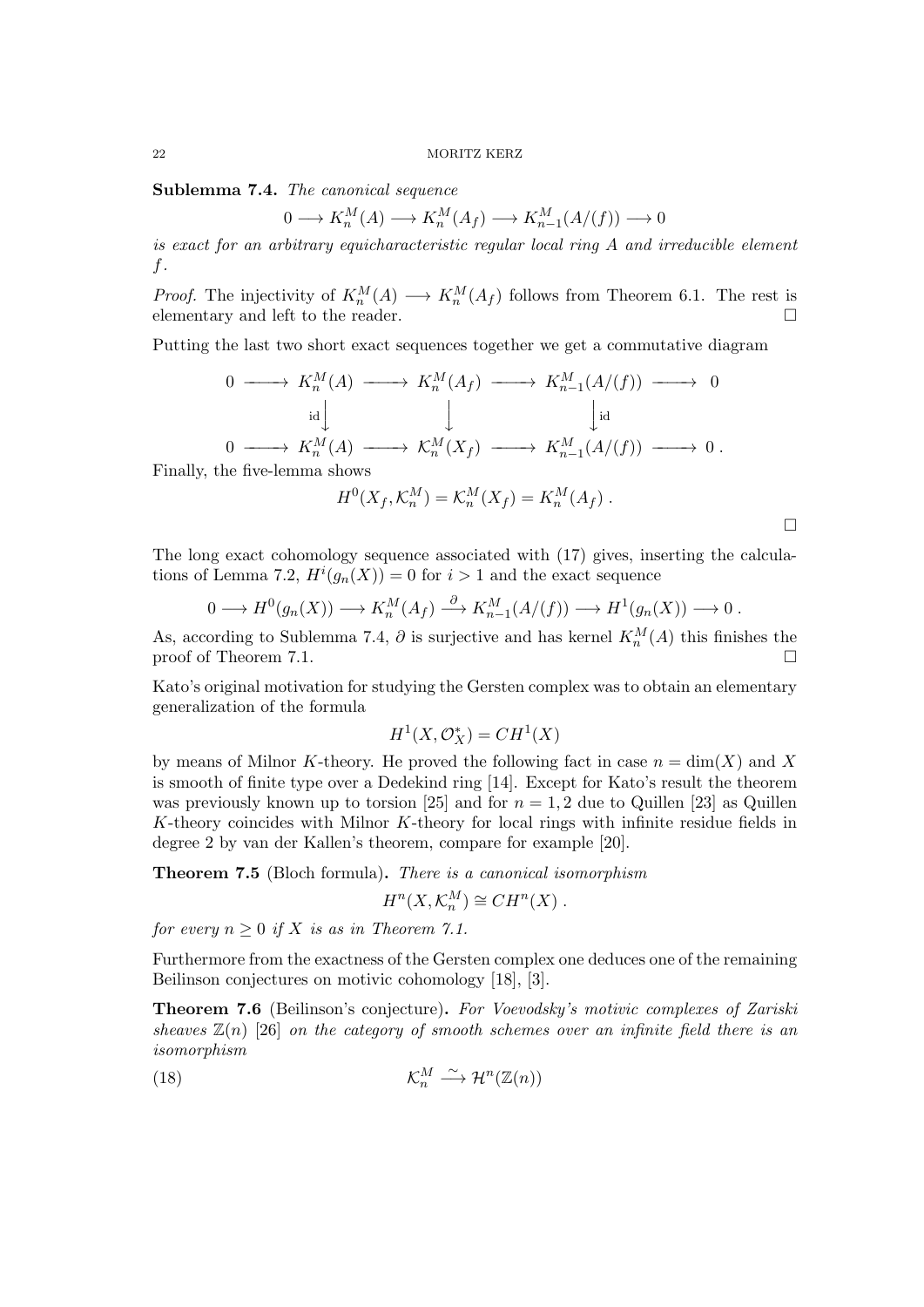**Sublemma 7.4.** *The canonical sequence*

$$0 \longrightarrow K_n^M(A) \longrightarrow K_n^M(A_f) \longrightarrow K_{n-1}^M(A/(f)) \longrightarrow 0$$

*is exact for an arbitrary equicharacteristic regular local ring $A$ and irreducible element $f$.*

*Proof.* The injectivity of $K_n^M(A) \longrightarrow K_n^M(A_f)$ follows from Theorem 6.1. The rest is elementary and left to the reader. $\square$

Putting the last two short exact sequences together we get a commutative diagram

$$\begin{array}{ccccccccc}
0 & \longrightarrow & K_n^M(A) & \longrightarrow & K_n^M(A_f) & \longrightarrow & K_{n-1}^M(A/(f)) & \longrightarrow & 0 \\
 & & \downarrow{\scriptstyle \mathrm{id}} & & \downarrow & & \downarrow{\scriptstyle \mathrm{id}} & & \\
0 & \longrightarrow & K_n^M(A) & \longrightarrow & \mathcal{K}_n^M(X_f) & \longrightarrow & K_{n-1}^M(A/(f)) & \longrightarrow & 0 .
\end{array}$$

Finally, the five-lemma shows

$$H^0(X_f, \mathcal{K}_n^M) = \mathcal{K}_n^M(X_f) = K_n^M(A_f) .$$

$\square$

The long exact cohomology sequence associated with (17) gives, inserting the calculations of Lemma 7.2, $H^i(g_n(X)) = 0$ for $i > 1$ and the exact sequence

$$0 \longrightarrow H^0(g_n(X)) \longrightarrow K_n^M(A_f) \xrightarrow{\partial} K_{n-1}^M(A/(f)) \longrightarrow H^1(g_n(X)) \longrightarrow 0 .$$

As, according to Sublemma 7.4, $\partial$ is surjective and has kernel $K_n^M(A)$ this finishes the proof of Theorem 7.1. $\square$

Kato's original motivation for studying the Gersten complex was to obtain an elementary generalization of the formula

$$H^1(X, \mathcal{O}_X^*) = CH^1(X)$$

by means of Milnor $K$-theory. He proved the following fact in case $n = \dim(X)$ and $X$ is smooth of finite type over a Dedekind ring [14]. Except for Kato's result the theorem was previously known up to torsion [25] and for $n = 1, 2$ due to Quillen [23] as Quillen $K$-theory coincides with Milnor $K$-theory for local rings with infinite residue fields in degree 2 by van der Kallen's theorem, compare for example [20].

**Theorem 7.5** (Bloch formula)**.** *There is a canonical isomorphism*

$$H^n(X, \mathcal{K}_n^M) \cong CH^n(X) .$$

*for every $n \geq 0$ if $X$ is as in Theorem 7.1.*

Furthermore from the exactness of the Gersten complex one deduces one of the remaining Beilinson conjectures on motivic cohomology [18], [3].

**Theorem 7.6** (Beilinson's conjecture)**.** *For Voevodsky's motivic complexes of Zariski sheaves $\mathbb{Z}(n)$ [26] on the category of smooth schemes over an infinite field there is an isomorphism*

$$\mathcal{K}_n^M \xrightarrow{\sim} \mathcal{H}^n(\mathbb{Z}(n)) \tag{18}$$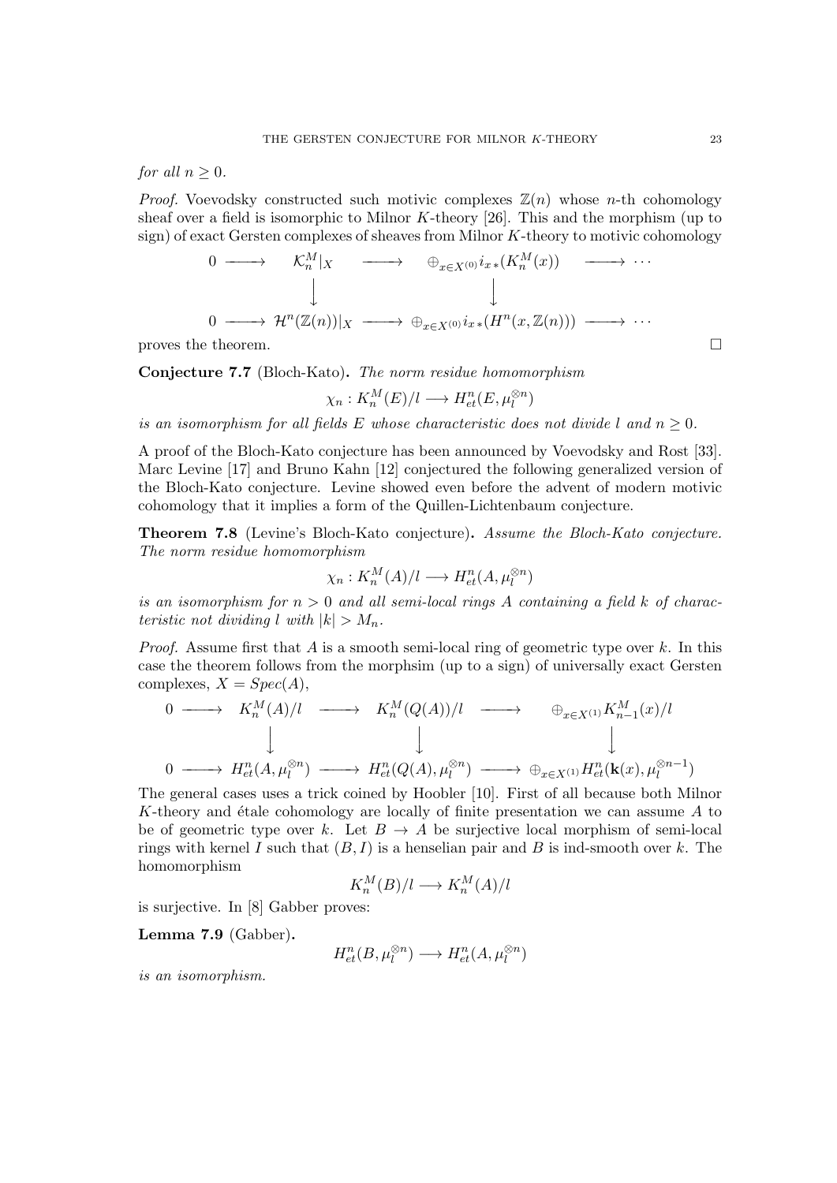*for all $n \geq 0$.*

*Proof.* Voevodsky constructed such motivic complexes $\mathbb{Z}(n)$ whose $n$-th cohomology sheaf over a field is isomorphic to Milnor $K$-theory [26]. This and the morphism (up to sign) of exact Gersten complexes of sheaves from Milnor $K$-theory to motivic cohomology

$$\begin{array}{ccccccc} 0 & \longrightarrow & \mathcal{K}_n^M|_X & \longrightarrow & \oplus_{x\in X^{(0)}} i_{x\,*}(K_n^M(x)) & \longrightarrow & \cdots \\ & & \downarrow & & \downarrow & & \\ 0 & \longrightarrow & \mathcal{H}^n(\mathbb{Z}(n))|_X & \longrightarrow & \oplus_{x\in X^{(0)}} i_{x\,*}(H^n(x,\mathbb{Z}(n))) & \longrightarrow & \cdots \end{array}$$

proves the theorem. □

**Conjecture 7.7** (Bloch-Kato)**.** *The norm residue homomorphism*

$$\chi_n : K_n^M(E)/l \longrightarrow H^n_{et}(E, \mu_l^{\otimes n})$$

*is an isomorphism for all fields $E$ whose characteristic does not divide $l$ and $n \geq 0$.*

A proof of the Bloch-Kato conjecture has been announced by Voevodsky and Rost [33]. Marc Levine [17] and Bruno Kahn [12] conjectured the following generalized version of the Bloch-Kato conjecture. Levine showed even before the advent of modern motivic cohomology that it implies a form of the Quillen-Lichtenbaum conjecture.

**Theorem 7.8** (Levine's Bloch-Kato conjecture)**.** *Assume the Bloch-Kato conjecture. The norm residue homomorphism*

$$\chi_n : K_n^M(A)/l \longrightarrow H^n_{et}(A, \mu_l^{\otimes n})$$

*is an isomorphism for $n > 0$ and all semi-local rings $A$ containing a field $k$ of characteristic not dividing $l$ with $|k| > M_n$.*

*Proof.* Assume first that $A$ is a smooth semi-local ring of geometric type over $k$. In this case the theorem follows from the morphsim (up to a sign) of universally exact Gersten complexes, $X = Spec(A)$,

$$\begin{array}{ccccccc} 0 & \longrightarrow & K_n^M(A)/l & \longrightarrow & K_n^M(Q(A))/l & \longrightarrow & \oplus_{x\in X^{(1)}} K_{n-1}^M(x)/l \\ & & \downarrow & & \downarrow & & \downarrow \\ 0 & \longrightarrow & H^n_{et}(A,\mu_l^{\otimes n}) & \longrightarrow & H^n_{et}(Q(A),\mu_l^{\otimes n}) & \longrightarrow & \oplus_{x\in X^{(1)}} H^n_{et}(\mathbf{k}(x),\mu_l^{\otimes n-1}) \end{array}$$

The general cases uses a trick coined by Hoobler [10]. First of all because both Milnor $K$-theory and étale cohomology are locally of finite presentation we can assume $A$ to be of geometric type over $k$. Let $B \to A$ be surjective local morphism of semi-local rings with kernel $I$ such that $(B, I)$ is a henselian pair and $B$ is ind-smooth over $k$. The homomorphism

$$K_n^M(B)/l \longrightarrow K_n^M(A)/l$$

is surjective. In [8] Gabber proves:

**Lemma 7.9** (Gabber)**.**

$$H^n_{et}(B, \mu_l^{\otimes n}) \longrightarrow H^n_{et}(A, \mu_l^{\otimes n})$$

*is an isomorphism.*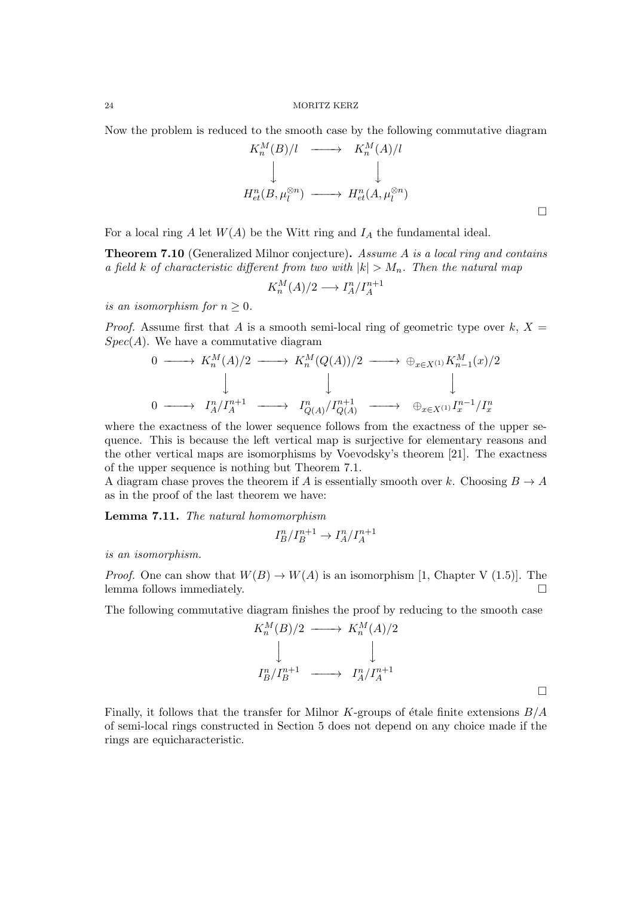Now the problem is reduced to the smooth case by the following commutative diagram

$$\begin{array}{ccc} K_n^M(B)/l & \longrightarrow & K_n^M(A)/l \\ \big\downarrow & & \big\downarrow \\ H^n_{et}(B,\mu_l^{\otimes n}) & \longrightarrow & H^n_{et}(A,\mu_l^{\otimes n}) \end{array}$$

□

For a local ring $A$ let $W(A)$ be the Witt ring and $I_A$ the fundamental ideal.

**Theorem 7.10** (Generalized Milnor conjecture)**.** *Assume $A$ is a local ring and contains a field $k$ of characteristic different from two with $|k| > M_n$. Then the natural map*

$$K_n^M(A)/2 \longrightarrow I_A^n/I_A^{n+1}$$

*is an isomorphism for $n \geq 0$.*

*Proof.* Assume first that $A$ is a smooth semi-local ring of geometric type over $k$, $X = Spec(A)$. We have a commutative diagram

$$\begin{array}{ccccccc} 0 & \longrightarrow & K_n^M(A)/2 & \longrightarrow & K_n^M(Q(A))/2 & \longrightarrow & \oplus_{x\in X^{(1)}} K_{n-1}^M(x)/2 \\ & & \big\downarrow & & \big\downarrow & & \big\downarrow \\ 0 & \longrightarrow & I_A^n/I_A^{n+1} & \longrightarrow & I_{Q(A)}^n/I_{Q(A)}^{n+1} & \longrightarrow & \oplus_{x\in X^{(1)}} I_x^{n-1}/I_x^n \end{array}$$

where the exactness of the lower sequence follows from the exactness of the upper sequence. This is because the left vertical map is surjective for elementary reasons and the other vertical maps are isomorphisms by Voevodsky's theorem [21]. The exactness of the upper sequence is nothing but Theorem 7.1.

A diagram chase proves the theorem if $A$ is essentially smooth over $k$. Choosing $B \to A$ as in the proof of the last theorem we have:

**Lemma 7.11.** *The natural homomorphism*

$$I_B^n/I_B^{n+1} \to I_A^n/I_A^{n+1}$$

*is an isomorphism.*

*Proof.* One can show that $W(B) \to W(A)$ is an isomorphism [1, Chapter V (1.5)]. The lemma follows immediately. □

The following commutative diagram finishes the proof by reducing to the smooth case

$$\begin{array}{ccc} K_n^M(B)/2 & \longrightarrow & K_n^M(A)/2 \\ \big\downarrow & & \big\downarrow \\ I_B^n/I_B^{n+1} & \longrightarrow & I_A^n/I_A^{n+1} \end{array}$$

□

Finally, it follows that the transfer for Milnor $K$-groups of étale finite extensions $B/A$ of semi-local rings constructed in Section 5 does not depend on any choice made if the rings are equicharacteristic.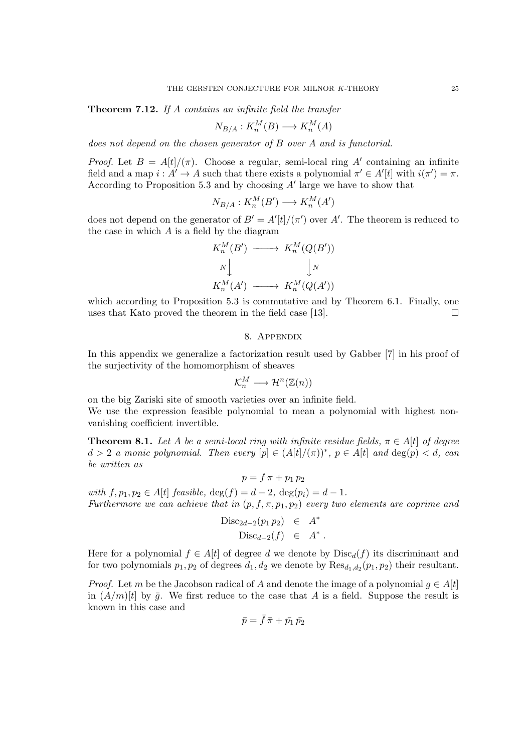**Theorem 7.12.** *If $A$ contains an infinite field the transfer*

$$N_{B/A} : K_n^M(B) \longrightarrow K_n^M(A)$$

*does not depend on the chosen generator of $B$ over $A$ and is functorial.*

*Proof.* Let $B = A[t]/(\pi)$. Choose a regular, semi-local ring $A'$ containing an infinite field and a map $i : A' \to A$ such that there exists a polynomial $\pi' \in A'[t]$ with $i(\pi') = \pi$. According to Proposition 5.3 and by choosing $A'$ large we have to show that

$$N_{B/A} : K_n^M(B') \longrightarrow K_n^M(A')$$

does not depend on the generator of $B' = A'[t]/(\pi')$ over $A'$. The theorem is reduced to the case in which $A$ is a field by the diagram

$$\begin{array}{ccc} K_n^M(B') & \longrightarrow & K_n^M(Q(B')) \\ {\scriptstyle N}\downarrow & & \downarrow{\scriptstyle N} \\ K_n^M(A') & \longrightarrow & K_n^M(Q(A')) \end{array}$$

which according to Proposition 5.3 is commutative and by Theorem 6.1. Finally, one uses that Kato proved the theorem in the field case [13]. $\square$

## 8. Appendix

In this appendix we generalize a factorization result used by Gabber [7] in his proof of the surjectivity of the homomorphism of sheaves

$$\mathcal{K}_n^M \longrightarrow \mathcal{H}^n(\mathbb{Z}(n))$$

on the big Zariski site of smooth varieties over an infinite field.

We use the expression feasible polynomial to mean a polynomial with highest non-vanishing coefficient invertible.

**Theorem 8.1.** *Let $A$ be a semi-local ring with infinite residue fields, $\pi \in A[t]$ of degree $d > 2$ a monic polynomial. Then every $[p] \in (A[t]/(\pi))^*$, $p \in A[t]$ and $\deg(p) < d$, can be written as*

$$p = f\,\pi + p_1\,p_2$$

*with $f, p_1, p_2 \in A[t]$ feasible, $\deg(f) = d-2$, $\deg(p_i) = d-1$.*
*Furthermore we can achieve that in $(p, f, \pi, p_1, p_2)$ every two elements are coprime and*

$$\begin{aligned} \mathrm{Disc}_{2d-2}(p_1\,p_2) &\in A^* \\ \mathrm{Disc}_{d-2}(f) &\in A^* . \end{aligned}$$

Here for a polynomial $f \in A[t]$ of degree $d$ we denote by $\mathrm{Disc}_d(f)$ its discriminant and for two polynomials $p_1, p_2$ of degrees $d_1, d_2$ we denote by $\mathrm{Res}_{d_1,d_2}(p_1, p_2)$ their resultant.

*Proof.* Let $m$ be the Jacobson radical of $A$ and denote the image of a polynomial $g \in A[t]$ in $(A/m)[t]$ by $\bar{g}$. We first reduce to the case that $A$ is a field. Suppose the result is known in this case and

$$\bar{p} = \bar{f}\,\bar{\pi} + \bar{p_1}\,\bar{p_2}$$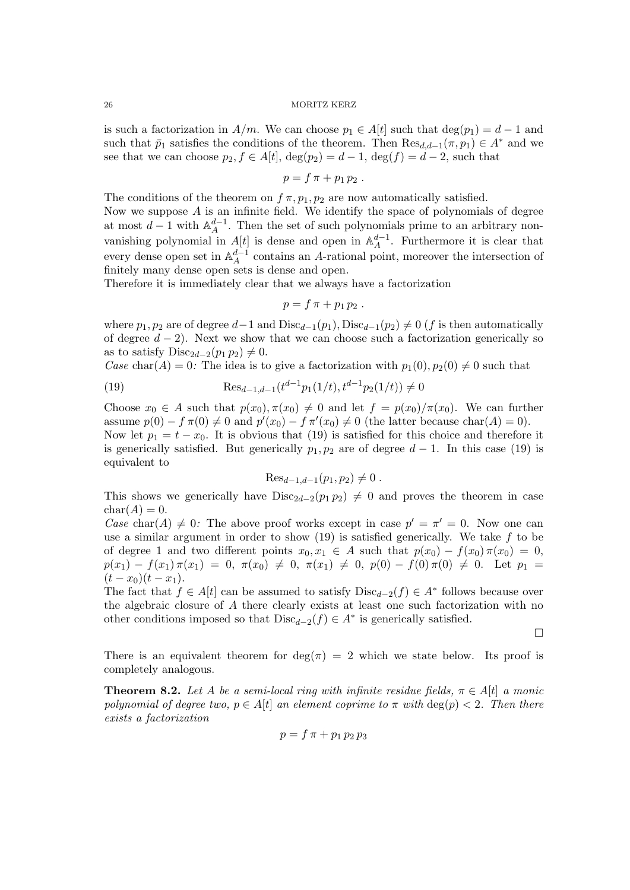is such a factorization in $A/m$. We can choose $p_1 \in A[t]$ such that $\deg(p_1) = d-1$ and such that $\bar{p}_1$ satisfies the conditions of the theorem. Then $\mathrm{Res}_{d,d-1}(\pi, p_1) \in A^*$ and we see that we can choose $p_2, f \in A[t]$, $\deg(p_2) = d-1$, $\deg(f) = d-2$, such that

$$p = f\,\pi + p_1\,p_2\ .$$

The conditions of the theorem on $f\,\pi, p_1, p_2$ are now automatically satisfied.
Now we suppose $A$ is an infinite field. We identify the space of polynomials of degree at most $d-1$ with $\mathbb{A}^{d-1}_A$. Then the set of such polynomials prime to an arbitrary non-vanishing polynomial in $A[t]$ is dense and open in $\mathbb{A}^{d-1}_A$. Furthermore it is clear that every dense open set in $\mathbb{A}^{d-1}_A$ contains an $A$-rational point, moreover the intersection of finitely many dense open sets is dense and open.
Therefore it is immediately clear that we always have a factorization

$$p = f\,\pi + p_1\,p_2\ .$$

where $p_1, p_2$ are of degree $d-1$ and $\mathrm{Disc}_{d-1}(p_1), \mathrm{Disc}_{d-1}(p_2) \neq 0$ ($f$ is then automatically of degree $d-2$). Next we show that we can choose such a factorization generically so as to satisfy $\mathrm{Disc}_{2d-2}(p_1\,p_2) \neq 0$.
*Case* $\mathrm{char}(A) = 0$*:* The idea is to give a factorization with $p_1(0), p_2(0) \neq 0$ such that

$$\mathrm{Res}_{d-1,d-1}(t^{d-1}p_1(1/t), t^{d-1}p_2(1/t)) \neq 0 \tag{19}$$

Choose $x_0 \in A$ such that $p(x_0), \pi(x_0) \neq 0$ and let $f = p(x_0)/\pi(x_0)$. We can further assume $p(0) - f\,\pi(0) \neq 0$ and $p'(x_0) - f\,\pi'(x_0) \neq 0$ (the latter because $\mathrm{char}(A) = 0$).
Now let $p_1 = t - x_0$. It is obvious that (19) is satisfied for this choice and therefore it is generically satisfied. But generically $p_1, p_2$ are of degree $d-1$. In this case (19) is equivalent to

$$\mathrm{Res}_{d-1,d-1}(p_1, p_2) \neq 0\ .$$

This shows we generically have $\mathrm{Disc}_{2d-2}(p_1\,p_2) \neq 0$ and proves the theorem in case $\mathrm{char}(A) = 0$.
*Case* $\mathrm{char}(A) \neq 0$*:* The above proof works except in case $p' = \pi' = 0$. Now one can use a similar argument in order to show (19) is satisfied generically. We take $f$ to be of degree 1 and two different points $x_0, x_1 \in A$ such that $p(x_0) - f(x_0)\,\pi(x_0) = 0$, $p(x_1) - f(x_1)\,\pi(x_1) = 0$, $\pi(x_0) \neq 0$, $\pi(x_1) \neq 0$, $p(0) - f(0)\,\pi(0) \neq 0$. Let $p_1 = (t - x_0)(t - x_1)$.
The fact that $f \in A[t]$ can be assumed to satisfy $\mathrm{Disc}_{d-2}(f) \in A^*$ follows because over the algebraic closure of $A$ there clearly exists at least one such factorization with no other conditions imposed so that $\mathrm{Disc}_{d-2}(f) \in A^*$ is generically satisfied.

□

There is an equivalent theorem for $\deg(\pi) = 2$ which we state below. Its proof is completely analogous.

**Theorem 8.2.** *Let $A$ be a semi-local ring with infinite residue fields, $\pi \in A[t]$ a monic polynomial of degree two, $p \in A[t]$ an element coprime to $\pi$ with $\deg(p) < 2$. Then there exists a factorization*

$$p = f\,\pi + p_1\,p_2\,p_3$$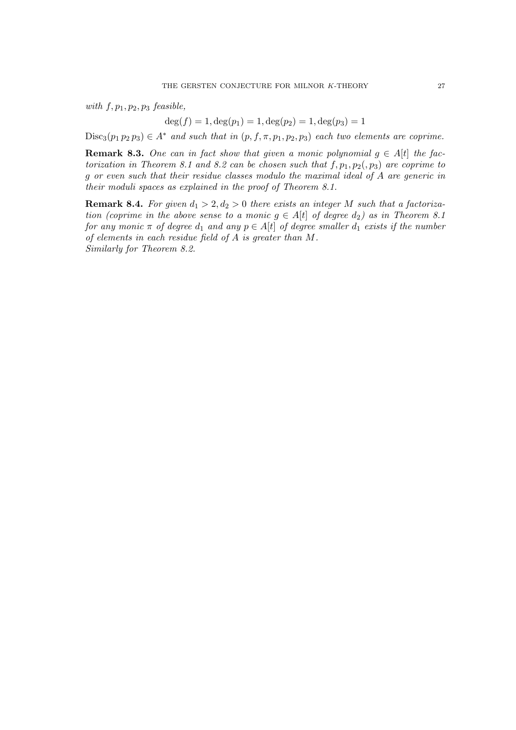*with $f, p_1, p_2, p_3$ feasible,*

$$\deg(f) = 1, \deg(p_1) = 1, \deg(p_2) = 1, \deg(p_3) = 1$$

$\mathrm{Disc}_3(p_1\, p_2\, p_3) \in A^*$ *and such that in $(p, f, \pi, p_1, p_2, p_3)$ each two elements are coprime.*

**Remark 8.3.** *One can in fact show that given a monic polynomial $g \in A[t]$ the factorization in Theorem 8.1 and 8.2 can be chosen such that $f, p_1, p_2(, p_3)$ are coprime to $g$ or even such that their residue classes modulo the maximal ideal of $A$ are generic in their moduli spaces as explained in the proof of Theorem 8.1.*

**Remark 8.4.** *For given $d_1 > 2, d_2 > 0$ there exists an integer $M$ such that a factorization (coprime in the above sense to a monic $g \in A[t]$ of degree $d_2$) as in Theorem 8.1 for any monic $\pi$ of degree $d_1$ and any $p \in A[t]$ of degree smaller $d_1$ exists if the number of elements in each residue field of $A$ is greater than $M$.*
*Similarly for Theorem 8.2.*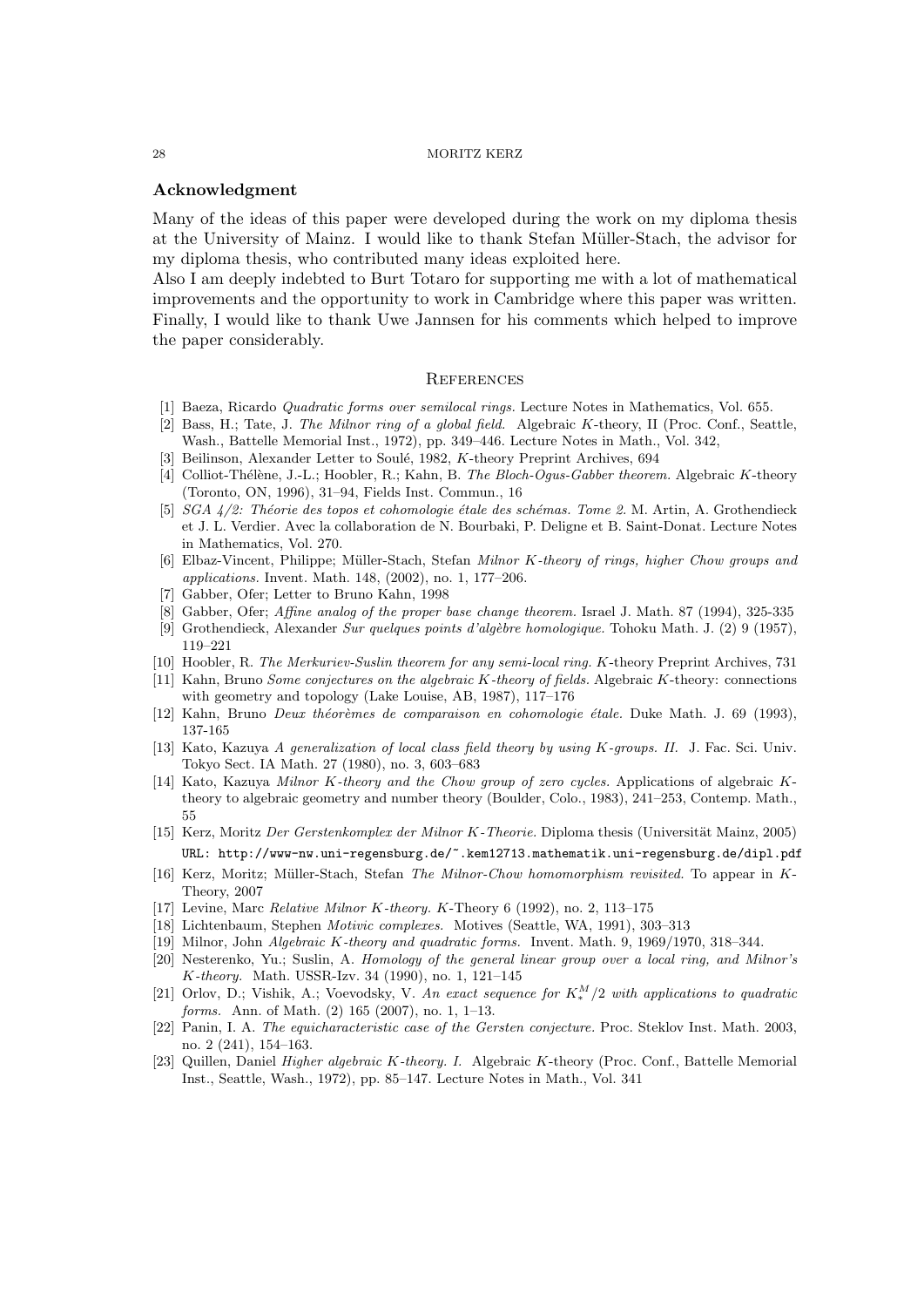## Acknowledgment

Many of the ideas of this paper were developed during the work on my diploma thesis at the University of Mainz. I would like to thank Stefan Müller-Stach, the advisor for my diploma thesis, who contributed many ideas exploited here.
Also I am deeply indebted to Burt Totaro for supporting me with a lot of mathematical improvements and the opportunity to work in Cambridge where this paper was written. Finally, I would like to thank Uwe Jannsen for his comments which helped to improve the paper considerably.

## References

[1] Baeza, Ricardo *Quadratic forms over semilocal rings.* Lecture Notes in Mathematics, Vol. 655.

[2] Bass, H.; Tate, J. *The Milnor ring of a global field.* Algebraic $K$-theory, II (Proc. Conf., Seattle, Wash., Battelle Memorial Inst., 1972), pp. 349–446. Lecture Notes in Math., Vol. 342,

[3] Beilinson, Alexander Letter to Soulé, 1982, $K$-theory Preprint Archives, 694

[4] Colliot-Thélène, J.-L.; Hoobler, R.; Kahn, B. *The Bloch-Ogus-Gabber theorem.* Algebraic $K$-theory (Toronto, ON, 1996), 31–94, Fields Inst. Commun., 16

[5] *SGA 4/2: Théorie des topos et cohomologie étale des schémas. Tome 2.* M. Artin, A. Grothendieck et J. L. Verdier. Avec la collaboration de N. Bourbaki, P. Deligne et B. Saint-Donat. Lecture Notes in Mathematics, Vol. 270.

[6] Elbaz-Vincent, Philippe; Müller-Stach, Stefan *Milnor $K$-theory of rings, higher Chow groups and applications.* Invent. Math. 148, (2002), no. 1, 177–206.

[7] Gabber, Ofer; Letter to Bruno Kahn, 1998

[8] Gabber, Ofer; *Affine analog of the proper base change theorem.* Israel J. Math. 87 (1994), 325-335

[9] Grothendieck, Alexander *Sur quelques points d'algèbre homologique.* Tohoku Math. J. (2) 9 (1957), 119–221

[10] Hoobler, R. *The Merkuriev-Suslin theorem for any semi-local ring.* $K$-theory Preprint Archives, 731

[11] Kahn, Bruno *Some conjectures on the algebraic $K$-theory of fields.* Algebraic $K$-theory: connections with geometry and topology (Lake Louise, AB, 1987), 117–176

[12] Kahn, Bruno *Deux théorèmes de comparaison en cohomologie étale.* Duke Math. J. 69 (1993), 137-165

[13] Kato, Kazuya *A generalization of local class field theory by using $K$-groups. II.* J. Fac. Sci. Univ. Tokyo Sect. IA Math. 27 (1980), no. 3, 603–683

[14] Kato, Kazuya *Milnor $K$-theory and the Chow group of zero cycles.* Applications of algebraic $K$-theory to algebraic geometry and number theory (Boulder, Colo., 1983), 241–253, Contemp. Math., 55

[15] Kerz, Moritz *Der Gerstenkomplex der Milnor $K$-Theorie.* Diploma thesis (Universität Mainz, 2005) URL: http://www-nw.uni-regensburg.de/~.kem12713.mathematik.uni-regensburg.de/dipl.pdf

[16] Kerz, Moritz; Müller-Stach, Stefan *The Milnor-Chow homomorphism revisited.* To appear in $K$-Theory, 2007

[17] Levine, Marc *Relative Milnor $K$-theory.* $K$-Theory 6 (1992), no. 2, 113–175

[18] Lichtenbaum, Stephen *Motivic complexes.* Motives (Seattle, WA, 1991), 303–313

[19] Milnor, John *Algebraic $K$-theory and quadratic forms.* Invent. Math. 9, 1969/1970, 318–344.

[20] Nesterenko, Yu.; Suslin, A. *Homology of the general linear group over a local ring, and Milnor's $K$-theory.* Math. USSR-Izv. 34 (1990), no. 1, 121–145

[21] Orlov, D.; Vishik, A.; Voevodsky, V. *An exact sequence for $K_*^M/2$ with applications to quadratic forms.* Ann. of Math. (2) 165 (2007), no. 1, 1–13.

[22] Panin, I. A. *The equicharacteristic case of the Gersten conjecture.* Proc. Steklov Inst. Math. 2003, no. 2 (241), 154–163.

[23] Quillen, Daniel *Higher algebraic $K$-theory. I.* Algebraic $K$-theory (Proc. Conf., Battelle Memorial Inst., Seattle, Wash., 1972), pp. 85–147. Lecture Notes in Math., Vol. 341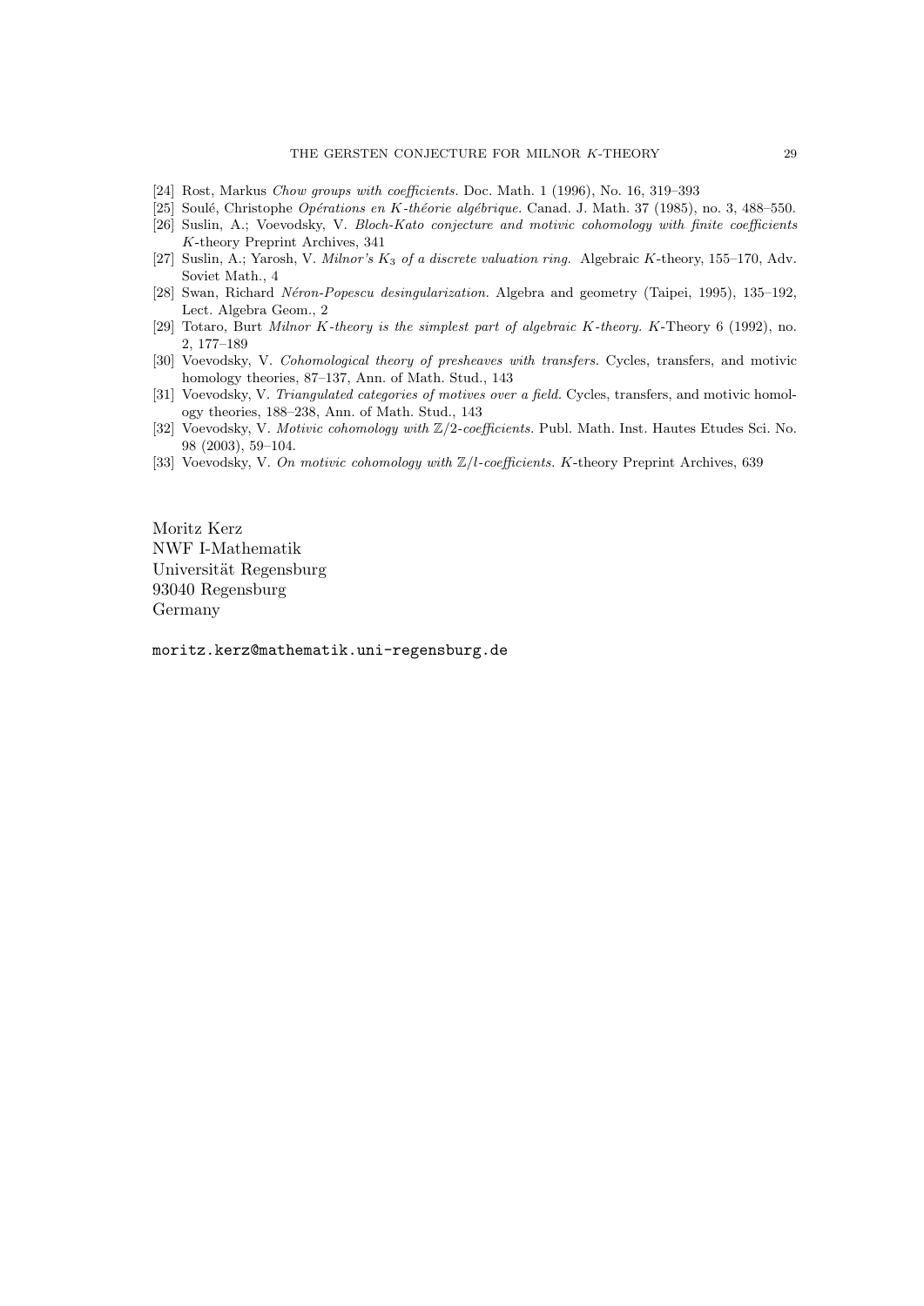[24] Rost, Markus *Chow groups with coefficients.* Doc. Math. 1 (1996), No. 16, 319–393

[25] Soulé, Christophe *Opérations en K-théorie algébrique.* Canad. J. Math. 37 (1985), no. 3, 488–550.

[26] Suslin, A.; Voevodsky, V. *Bloch-Kato conjecture and motivic cohomology with finite coefficients* $K$-theory Preprint Archives, 341

[27] Suslin, A.; Yarosh, V. *Milnor's $K_3$ of a discrete valuation ring.* Algebraic $K$-theory, 155–170, Adv. Soviet Math., 4

[28] Swan, Richard *Néron-Popescu desingularization.* Algebra and geometry (Taipei, 1995), 135–192, Lect. Algebra Geom., 2

[29] Totaro, Burt *Milnor K-theory is the simplest part of algebraic K-theory.* $K$-Theory 6 (1992), no. 2, 177–189

[30] Voevodsky, V. *Cohomological theory of presheaves with transfers.* Cycles, transfers, and motivic homology theories, 87–137, Ann. of Math. Stud., 143

[31] Voevodsky, V. *Triangulated categories of motives over a field.* Cycles, transfers, and motivic homology theories, 188–238, Ann. of Math. Stud., 143

[32] Voevodsky, V. *Motivic cohomology with $\mathbb{Z}/2$-coefficients.* Publ. Math. Inst. Hautes Etudes Sci. No. 98 (2003), 59–104.

[33] Voevodsky, V. *On motivic cohomology with $\mathbb{Z}/l$-coefficients.* $K$-theory Preprint Archives, 639

Moritz Kerz
NWF I-Mathematik
Universität Regensburg
93040 Regensburg
Germany

moritz.kerz@mathematik.uni-regensburg.de